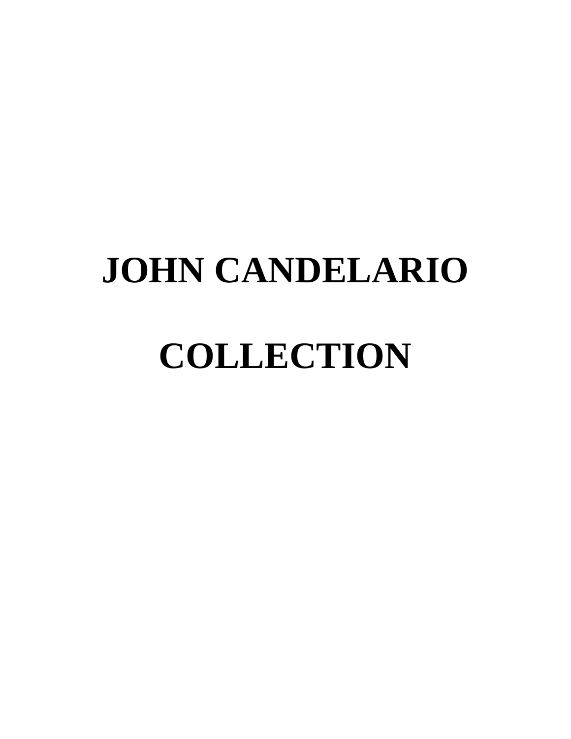# JOHN CANDELARIO

# COLLECTION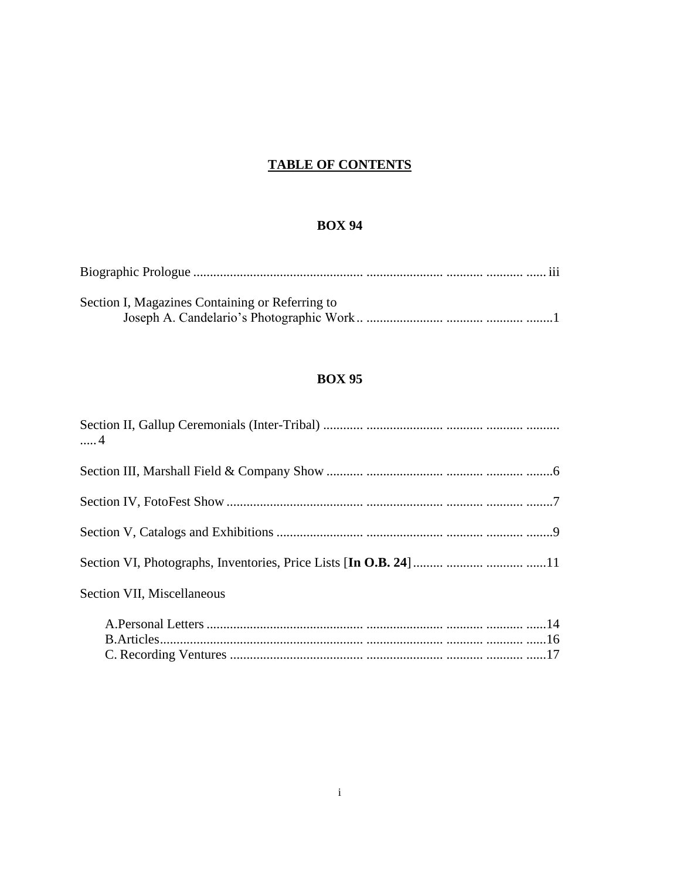# TABLE OF CONTENTS

## BOX 94

Biographic Prologue .................................................. ...................... .......... .......... ...... iii

Section I, Magazines Containing or Referring to
Joseph A. Candelario's Photographic Work.. ...................... .......... .......... ........1

## BOX 95

Section II, Gallup Ceremonials (Inter-Tribal) ............ ...................... .......... .......... .......... ..... 4

Section III, Marshall Field & Company Show ........... ...................... .......... .......... ........6

Section IV, FotoFest Show ......................................... ...................... .......... .......... ........7

Section V, Catalogs and Exhibitions .......................... ...................... .......... .......... ........9

Section VI, Photographs, Inventories, Price Lists [**In O.B. 24**]......... ........... ........... ......11

Section VII, Miscellaneous

A. Personal Letters .............................................. ...................... .......... .......... ......14
B. Articles............................................................ ...................... .......... .......... ......16
C. Recording Ventures ........................................ ...................... .......... .......... ......17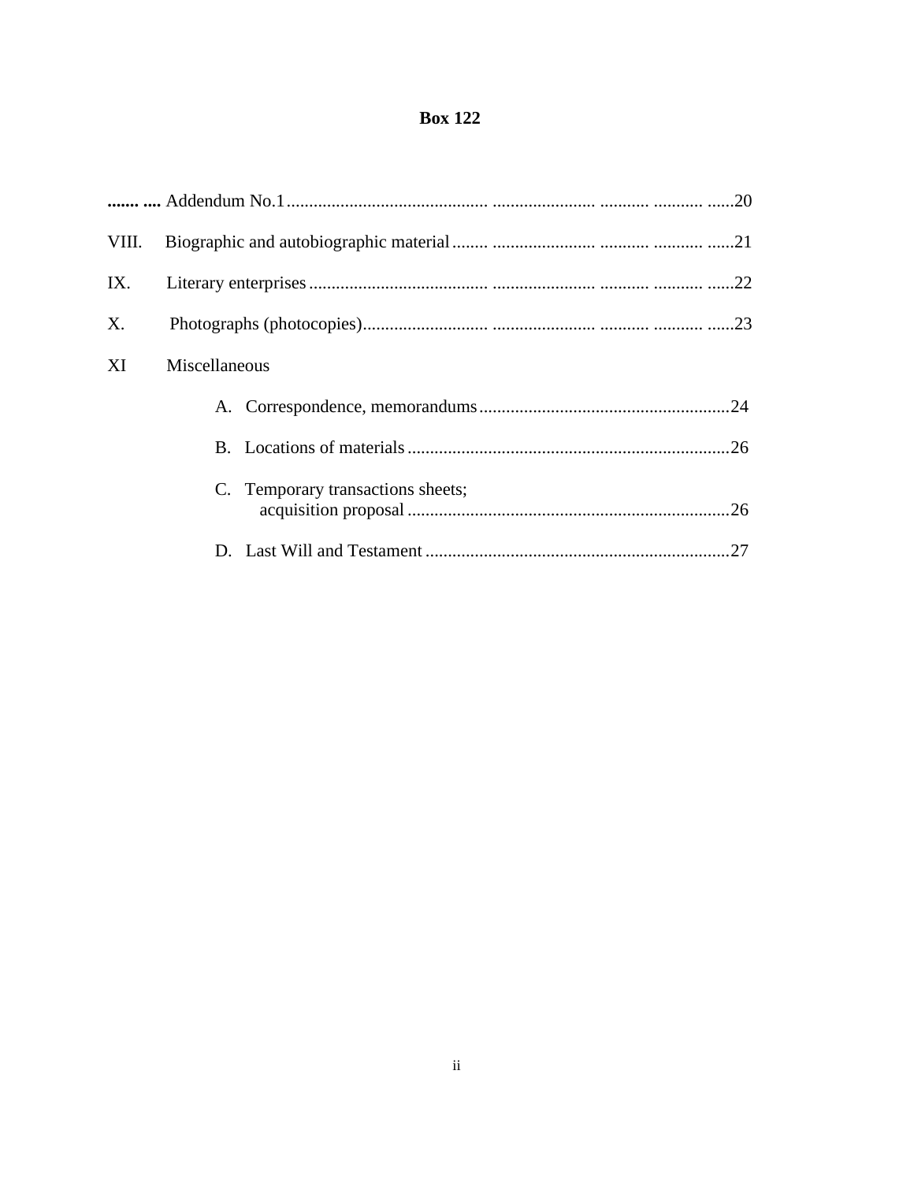**Box 122**

**....... ....** Addendum No.1 ............................................ ...................... .......... .......... ......20

VIII. Biographic and autobiographic material ........ ...................... .......... .......... ......21

IX. Literary enterprises ........................................ ...................... .......... .......... ......22

X. Photographs (photocopies) ............................ ...................... .......... .......... ......23

XI Miscellaneous

A. Correspondence, memorandums ........................................................24

B. Locations of materials ........................................................................26

C. Temporary transactions sheets; acquisition proposal ........................................................................26

D. Last Will and Testament ....................................................................27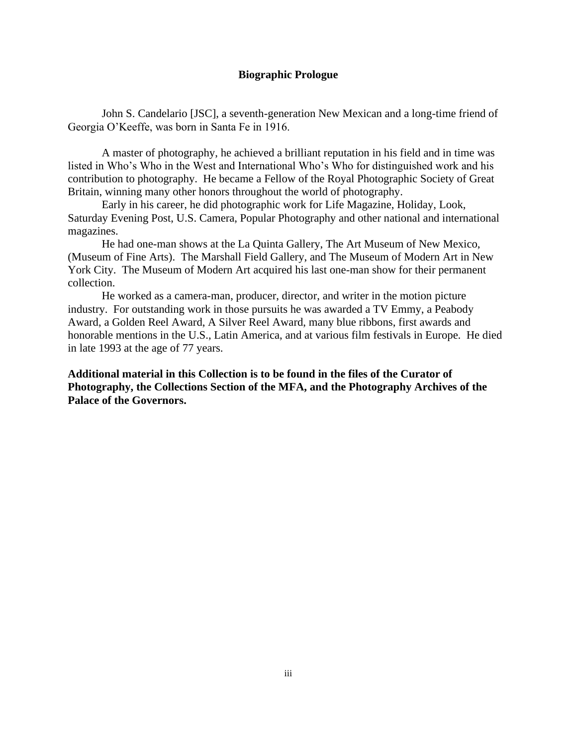# Biographic Prologue

John S. Candelario [JSC], a seventh-generation New Mexican and a long-time friend of Georgia O'Keeffe, was born in Santa Fe in 1916.

A master of photography, he achieved a brilliant reputation in his field and in time was listed in Who's Who in the West and International Who's Who for distinguished work and his contribution to photography. He became a Fellow of the Royal Photographic Society of Great Britain, winning many other honors throughout the world of photography.

Early in his career, he did photographic work for Life Magazine, Holiday, Look, Saturday Evening Post, U.S. Camera, Popular Photography and other national and international magazines.

He had one-man shows at the La Quinta Gallery, The Art Museum of New Mexico, (Museum of Fine Arts). The Marshall Field Gallery, and The Museum of Modern Art in New York City. The Museum of Modern Art acquired his last one-man show for their permanent collection.

He worked as a camera-man, producer, director, and writer in the motion picture industry. For outstanding work in those pursuits he was awarded a TV Emmy, a Peabody Award, a Golden Reel Award, A Silver Reel Award, many blue ribbons, first awards and honorable mentions in the U.S., Latin America, and at various film festivals in Europe. He died in late 1993 at the age of 77 years.

**Additional material in this Collection is to be found in the files of the Curator of Photography, the Collections Section of the MFA, and the Photography Archives of the Palace of the Governors.**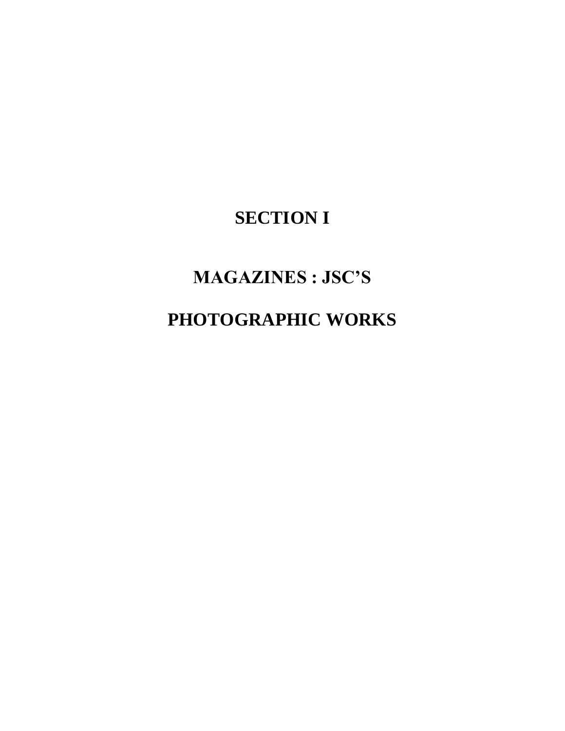# SECTION I

# MAGAZINES : JSC'S

# PHOTOGRAPHIC WORKS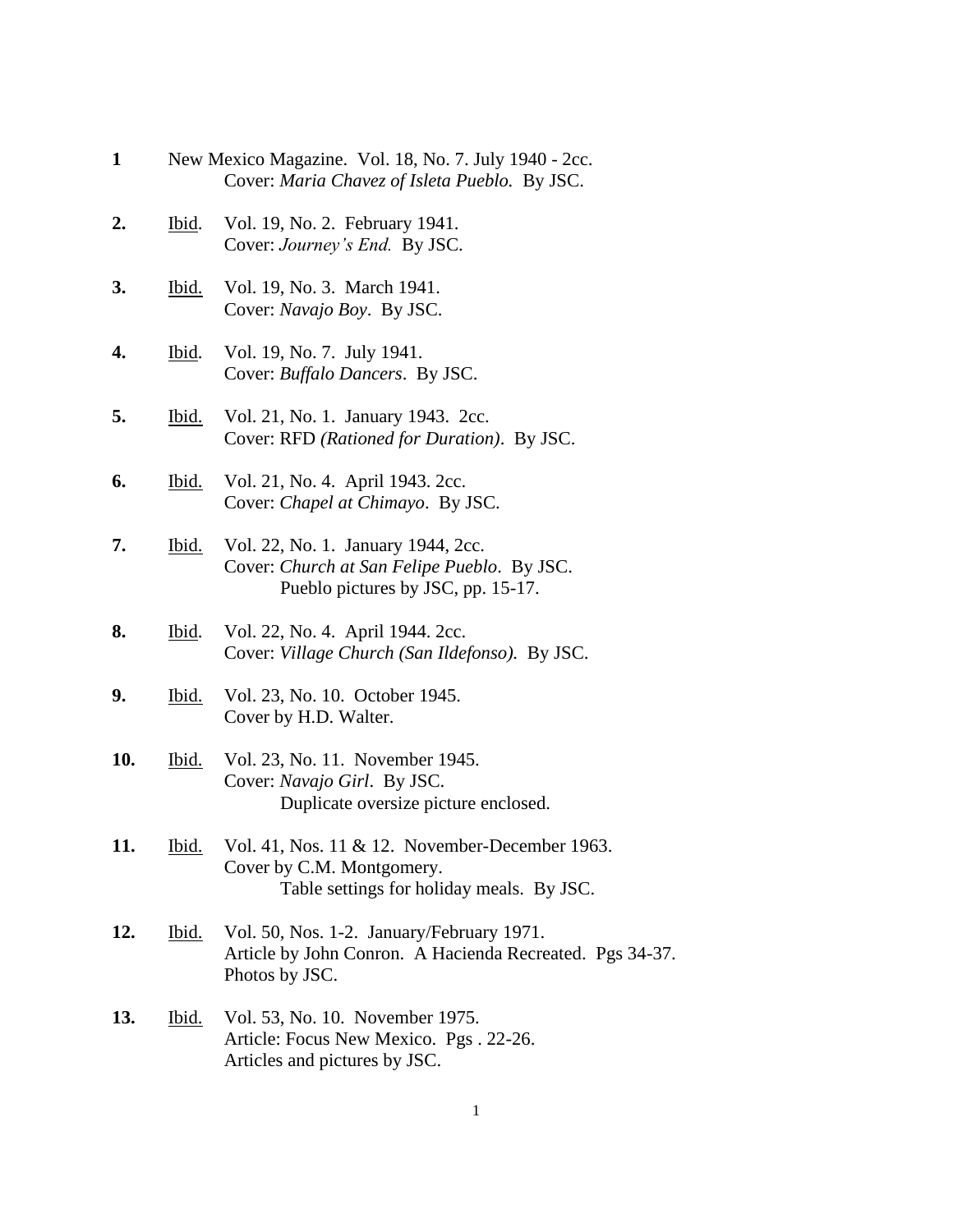**1** New Mexico Magazine. Vol. 18, No. 7. July 1940 - 2cc.
Cover: *Maria Chavez of Isleta Pueblo.* By JSC.

**2.** Ibid. Vol. 19, No. 2. February 1941.
Cover: *Journey's End.* By JSC.

**3.** Ibid. Vol. 19, No. 3. March 1941.
Cover: *Navajo Boy*. By JSC.

**4.** Ibid. Vol. 19, No. 7. July 1941.
Cover: *Buffalo Dancers*. By JSC.

**5.** Ibid. Vol. 21, No. 1. January 1943. 2cc.
Cover: RFD *(Rationed for Duration)*. By JSC.

**6.** Ibid. Vol. 21, No. 4. April 1943. 2cc.
Cover: *Chapel at Chimayo*. By JSC.

**7.** Ibid. Vol. 22, No. 1. January 1944, 2cc.
Cover: *Church at San Felipe Pueblo*. By JSC.
Pueblo pictures by JSC, pp. 15-17.

**8.** Ibid. Vol. 22, No. 4. April 1944. 2cc.
Cover: *Village Church (San Ildefonso).* By JSC.

**9.** Ibid. Vol. 23, No. 10. October 1945.
Cover by H.D. Walter.

**10.** Ibid. Vol. 23, No. 11. November 1945.
Cover: *Navajo Girl*. By JSC.
Duplicate oversize picture enclosed.

**11.** Ibid. Vol. 41, Nos. 11 & 12. November-December 1963.
Cover by C.M. Montgomery.
Table settings for holiday meals. By JSC.

**12.** Ibid. Vol. 50, Nos. 1-2. January/February 1971.
Article by John Conron. A Hacienda Recreated. Pgs 34-37.
Photos by JSC.

**13.** Ibid. Vol. 53, No. 10. November 1975.
Article: Focus New Mexico. Pgs . 22-26.
Articles and pictures by JSC.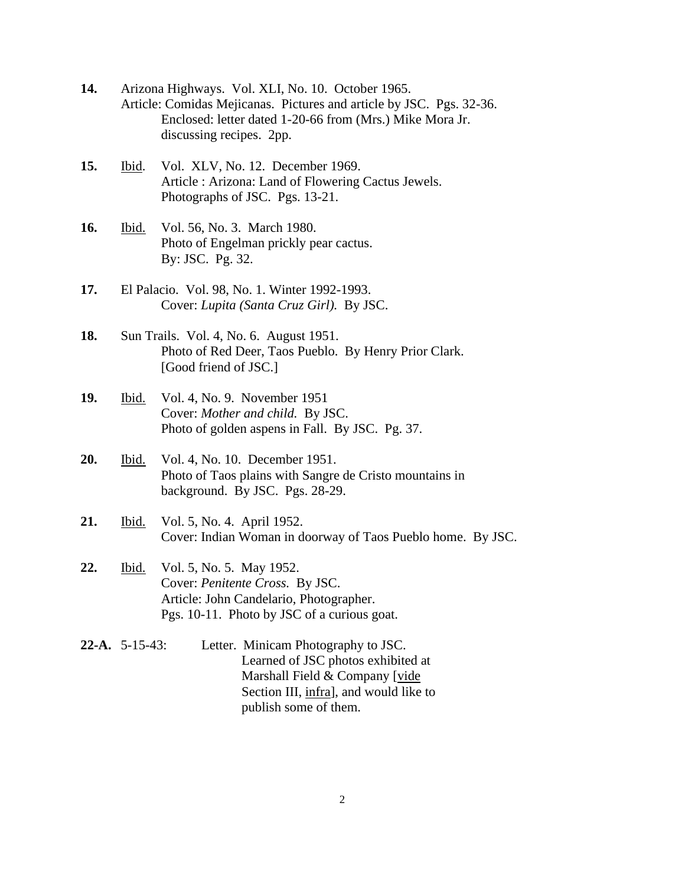**14.** Arizona Highways. Vol. XLI, No. 10. October 1965.
Article: Comidas Mejicanas. Pictures and article by JSC. Pgs. 32-36.
Enclosed: letter dated 1-20-66 from (Mrs.) Mike Mora Jr. discussing recipes. 2pp.

**15.** Ibid. Vol. XLV, No. 12. December 1969.
Article : Arizona: Land of Flowering Cactus Jewels.
Photographs of JSC. Pgs. 13-21.

**16.** Ibid. Vol. 56, No. 3. March 1980.
Photo of Engelman prickly pear cactus.
By: JSC. Pg. 32.

**17.** El Palacio. Vol. 98, No. 1. Winter 1992-1993.
Cover: *Lupita (Santa Cruz Girl).* By JSC.

**18.** Sun Trails. Vol. 4, No. 6. August 1951.
Photo of Red Deer, Taos Pueblo. By Henry Prior Clark.
[Good friend of JSC.]

**19.** Ibid. Vol. 4, No. 9. November 1951
Cover: *Mother and child.* By JSC.
Photo of golden aspens in Fall. By JSC. Pg. 37.

**20.** Ibid. Vol. 4, No. 10. December 1951.
Photo of Taos plains with Sangre de Cristo mountains in background. By JSC. Pgs. 28-29.

**21.** Ibid. Vol. 5, No. 4. April 1952.
Cover: Indian Woman in doorway of Taos Pueblo home. By JSC.

**22.** Ibid. Vol. 5, No. 5. May 1952.
Cover: *Penitente Cross.* By JSC.
Article: John Candelario, Photographer.
Pgs. 10-11. Photo by JSC of a curious goat.

**22-A.** 5-15-43: Letter. Minicam Photography to JSC.
Learned of JSC photos exhibited at Marshall Field & Company [vide Section III, infra], and would like to publish some of them.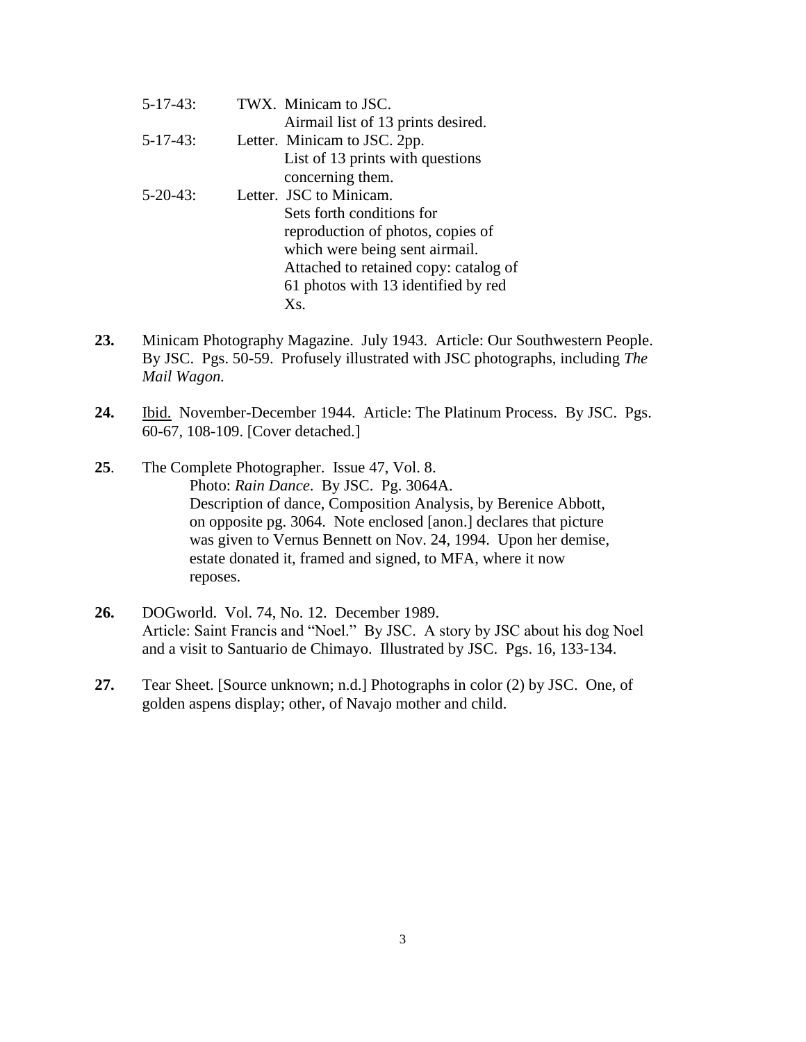5-17-43: TWX. Minicam to JSC.
Airmail list of 13 prints desired.

5-17-43: Letter. Minicam to JSC. 2pp.
List of 13 prints with questions concerning them.

5-20-43: Letter. JSC to Minicam.
Sets forth conditions for reproduction of photos, copies of which were being sent airmail.
Attached to retained copy: catalog of 61 photos with 13 identified by red Xs.

**23.** Minicam Photography Magazine. July 1943. Article: Our Southwestern People. By JSC. Pgs. 50-59. Profusely illustrated with JSC photographs, including *The Mail Wagon.*

**24.** Ibid. November-December 1944. Article: The Platinum Process. By JSC. Pgs. 60-67, 108-109. [Cover detached.]

**25**. The Complete Photographer. Issue 47, Vol. 8.
Photo: *Rain Dance*. By JSC. Pg. 3064A.
Description of dance, Composition Analysis, by Berenice Abbott, on opposite pg. 3064. Note enclosed [anon.] declares that picture was given to Vernus Bennett on Nov. 24, 1994. Upon her demise, estate donated it, framed and signed, to MFA, where it now reposes.

**26.** DOGworld. Vol. 74, No. 12. December 1989.
Article: Saint Francis and "Noel." By JSC. A story by JSC about his dog Noel and a visit to Santuario de Chimayo. Illustrated by JSC. Pgs. 16, 133-134.

**27.** Tear Sheet. [Source unknown; n.d.] Photographs in color (2) by JSC. One, of golden aspens display; other, of Navajo mother and child.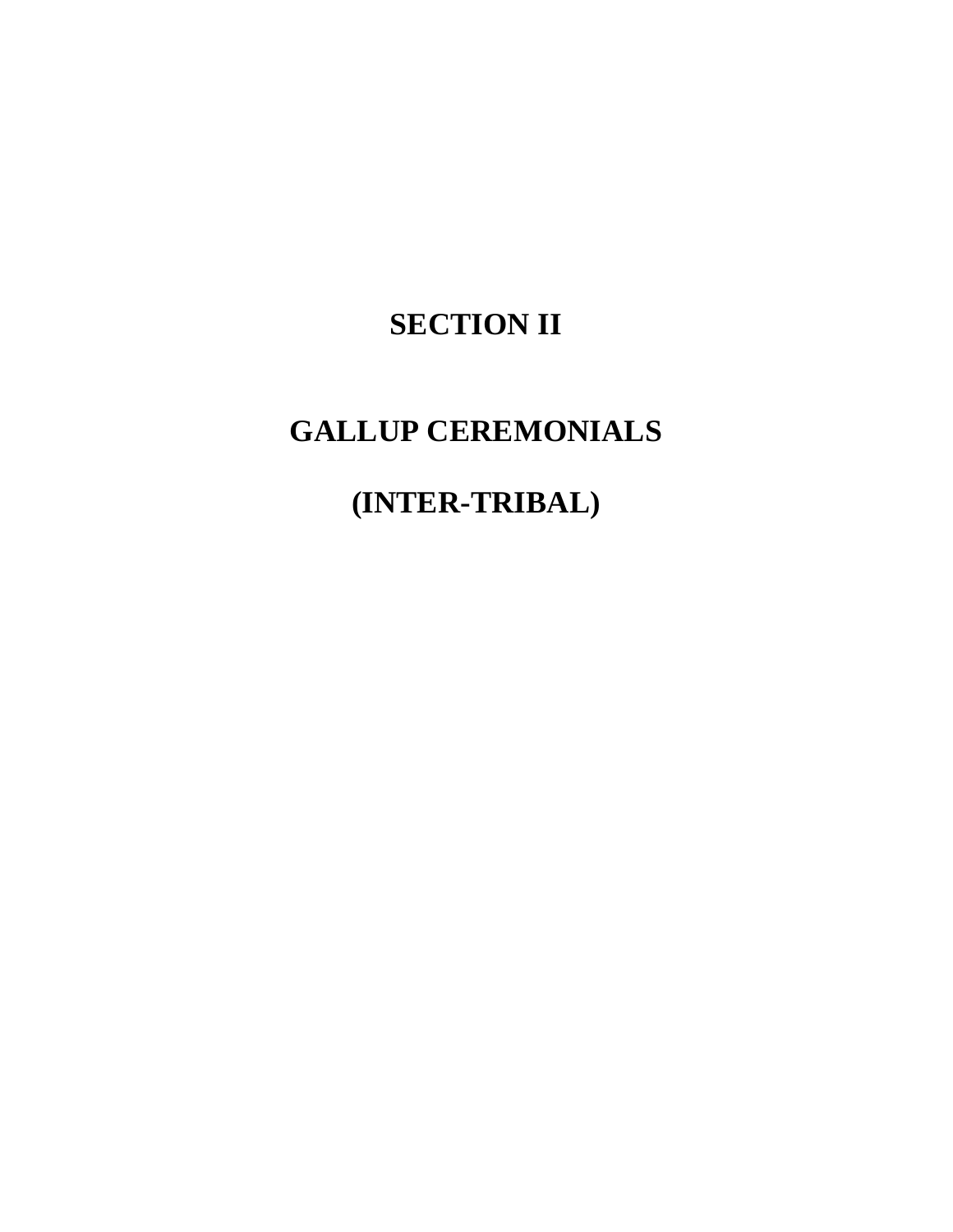# SECTION II

# GALLUP CEREMONIALS

# (INTER-TRIBAL)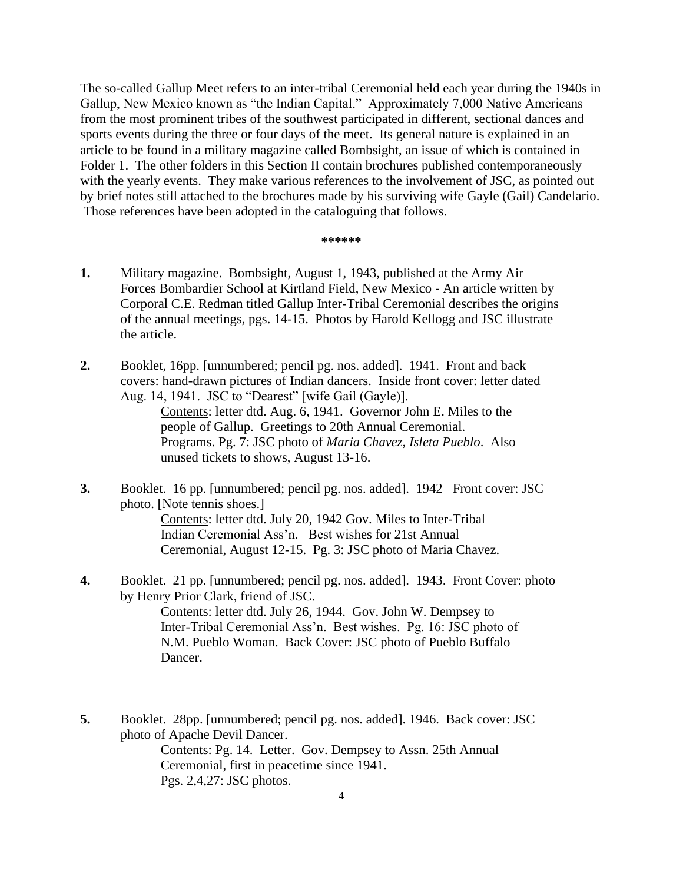The so-called Gallup Meet refers to an inter-tribal Ceremonial held each year during the 1940s in Gallup, New Mexico known as "the Indian Capital." Approximately 7,000 Native Americans from the most prominent tribes of the southwest participated in different, sectional dances and sports events during the three or four days of the meet. Its general nature is explained in an article to be found in a military magazine called Bombsight, an issue of which is contained in Folder 1. The other folders in this Section II contain brochures published contemporaneously with the yearly events. They make various references to the involvement of JSC, as pointed out by brief notes still attached to the brochures made by his surviving wife Gayle (Gail) Candelario. Those references have been adopted in the cataloguing that follows.

**\*\*\*\*\*\***

**1.** Military magazine. Bombsight, August 1, 1943, published at the Army Air Forces Bombardier School at Kirtland Field, New Mexico - An article written by Corporal C.E. Redman titled Gallup Inter-Tribal Ceremonial describes the origins of the annual meetings, pgs. 14-15. Photos by Harold Kellogg and JSC illustrate the article.

**2.** Booklet, 16pp. [unnumbered; pencil pg. nos. added]. 1941. Front and back covers: hand-drawn pictures of Indian dancers. Inside front cover: letter dated Aug. 14, 1941. JSC to "Dearest" [wife Gail (Gayle)].

> Contents: letter dtd. Aug. 6, 1941. Governor John E. Miles to the people of Gallup. Greetings to 20th Annual Ceremonial. Programs. Pg. 7: JSC photo of *Maria Chavez, Isleta Pueblo*. Also unused tickets to shows, August 13-16.

**3.** Booklet. 16 pp. [unnumbered; pencil pg. nos. added]. 1942 Front cover: JSC photo. [Note tennis shoes.]

> Contents: letter dtd. July 20, 1942 Gov. Miles to Inter-Tribal Indian Ceremonial Ass'n. Best wishes for 21st Annual Ceremonial, August 12-15. Pg. 3: JSC photo of Maria Chavez.

**4.** Booklet. 21 pp. [unnumbered; pencil pg. nos. added]. 1943. Front Cover: photo by Henry Prior Clark, friend of JSC.

> Contents: letter dtd. July 26, 1944. Gov. John W. Dempsey to Inter-Tribal Ceremonial Ass'n. Best wishes. Pg. 16: JSC photo of N.M. Pueblo Woman. Back Cover: JSC photo of Pueblo Buffalo Dancer.

**5.** Booklet. 28pp. [unnumbered; pencil pg. nos. added]. 1946. Back cover: JSC photo of Apache Devil Dancer.

> Contents: Pg. 14. Letter. Gov. Dempsey to Assn. 25th Annual Ceremonial, first in peacetime since 1941.
> Pgs. 2,4,27: JSC photos.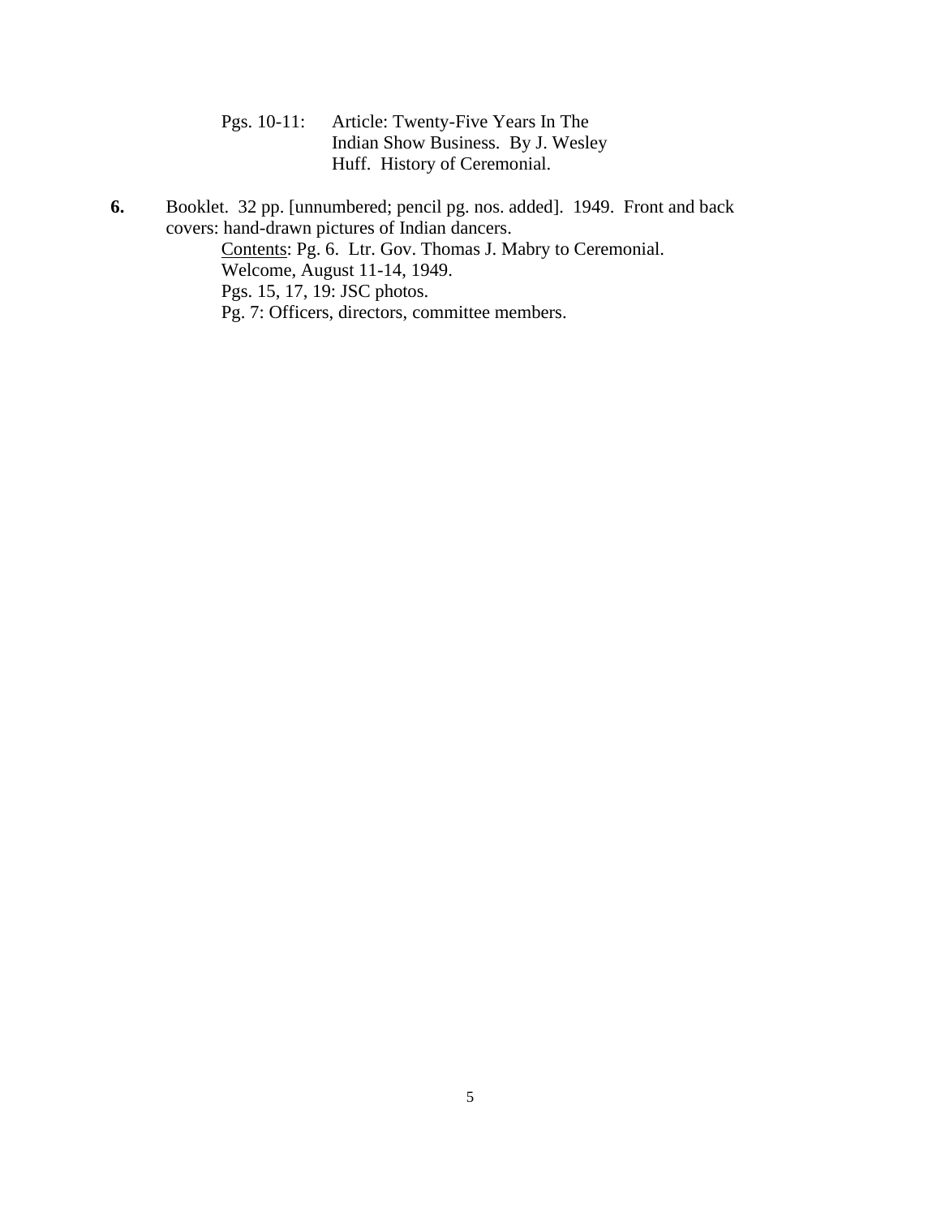Pgs. 10-11: Article: Twenty-Five Years In The Indian Show Business. By J. Wesley Huff. History of Ceremonial.

**6.** Booklet. 32 pp. [unnumbered; pencil pg. nos. added]. 1949. Front and back covers: hand-drawn pictures of Indian dancers.

Contents: Pg. 6. Ltr. Gov. Thomas J. Mabry to Ceremonial. Welcome, August 11-14, 1949.

Pgs. 15, 17, 19: JSC photos.

Pg. 7: Officers, directors, committee members.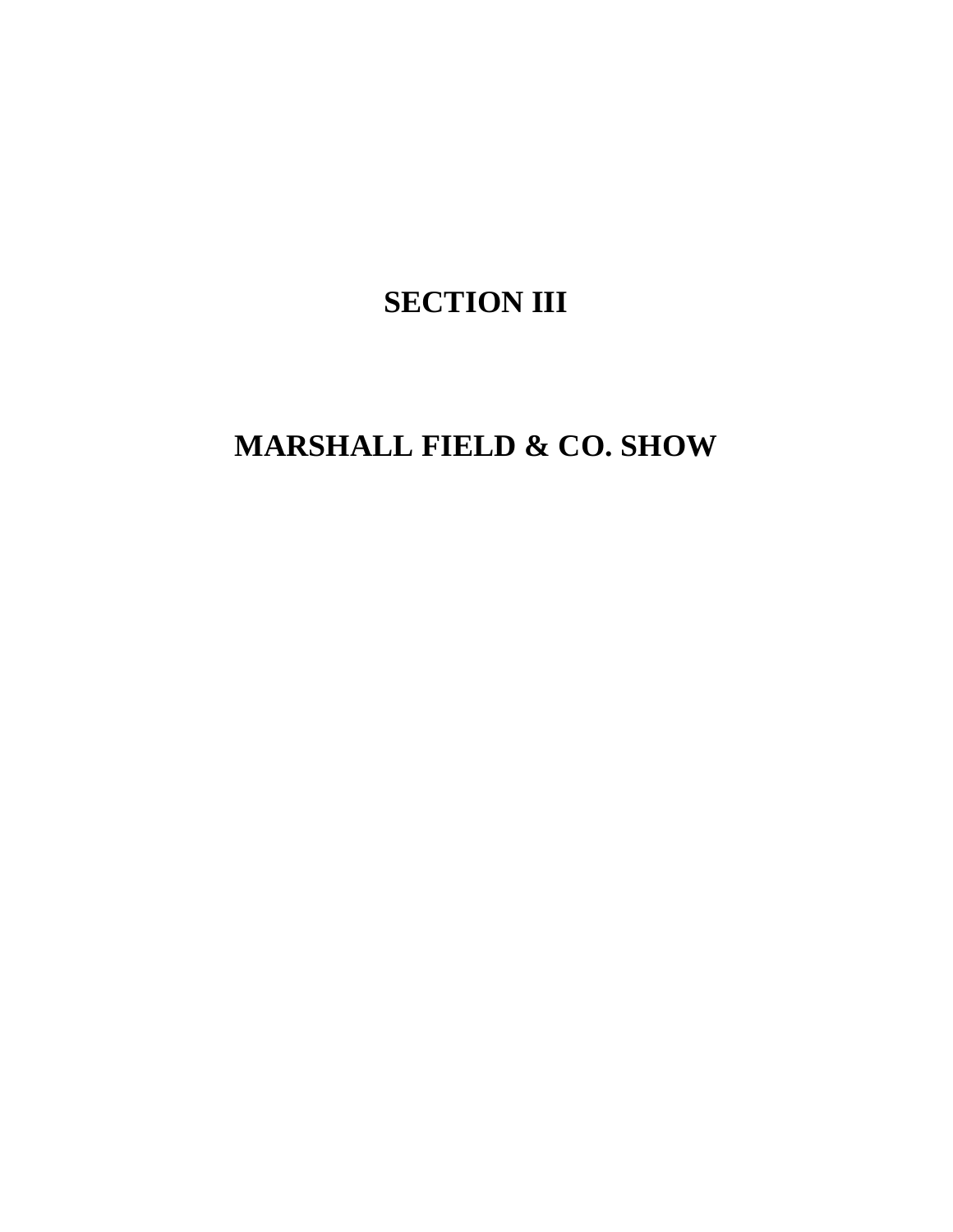# SECTION III

# MARSHALL FIELD & CO. SHOW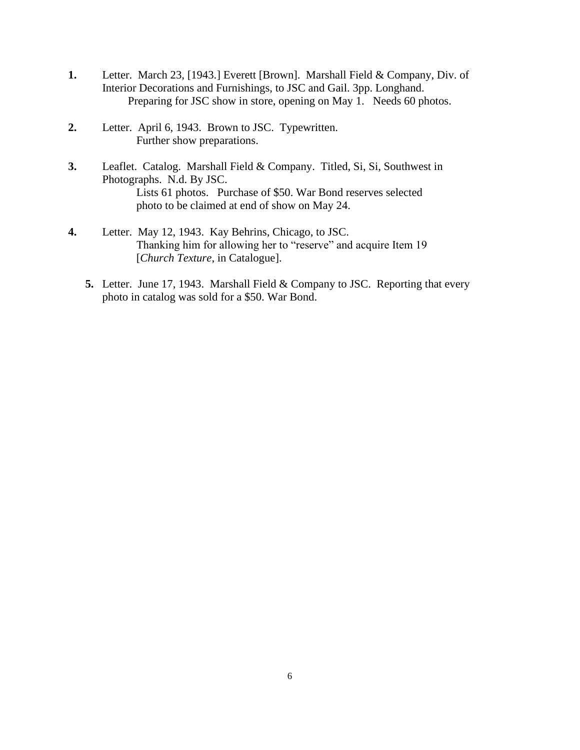**1.** Letter. March 23, [1943.] Everett [Brown]. Marshall Field & Company, Div. of Interior Decorations and Furnishings, to JSC and Gail. 3pp. Longhand.
Preparing for JSC show in store, opening on May 1. Needs 60 photos.

**2.** Letter. April 6, 1943. Brown to JSC. Typewritten.
Further show preparations.

**3.** Leaflet. Catalog. Marshall Field & Company. Titled, Si, Si, Southwest in Photographs. N.d. By JSC.
Lists 61 photos. Purchase of $50. War Bond reserves selected photo to be claimed at end of show on May 24.

**4.** Letter. May 12, 1943. Kay Behrins, Chicago, to JSC.
Thanking him for allowing her to "reserve" and acquire Item 19 [*Church Texture*, in Catalogue].

**5.** Letter. June 17, 1943. Marshall Field & Company to JSC. Reporting that every photo in catalog was sold for a $50. War Bond.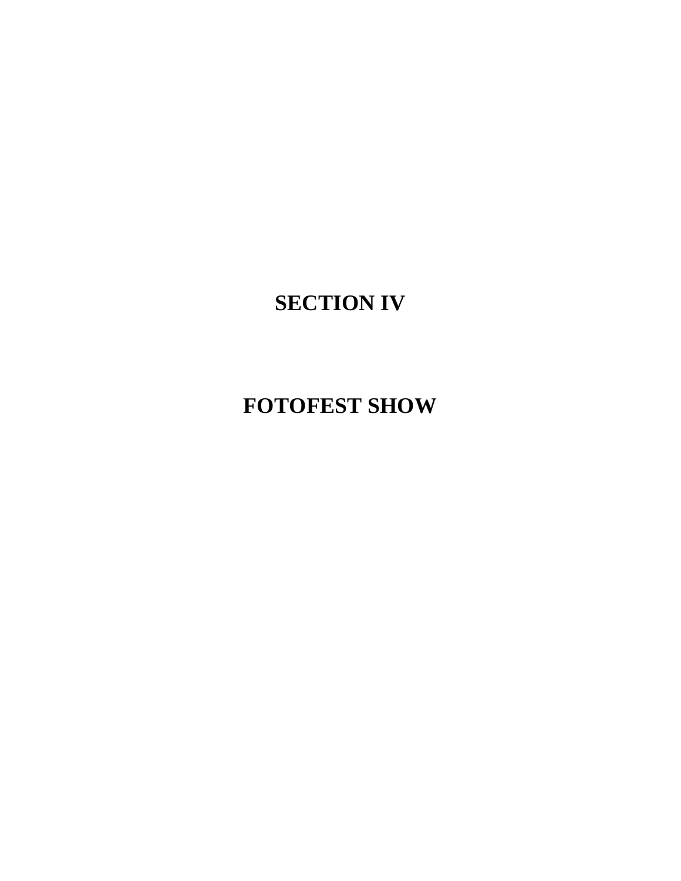# SECTION IV

# FOTOFEST SHOW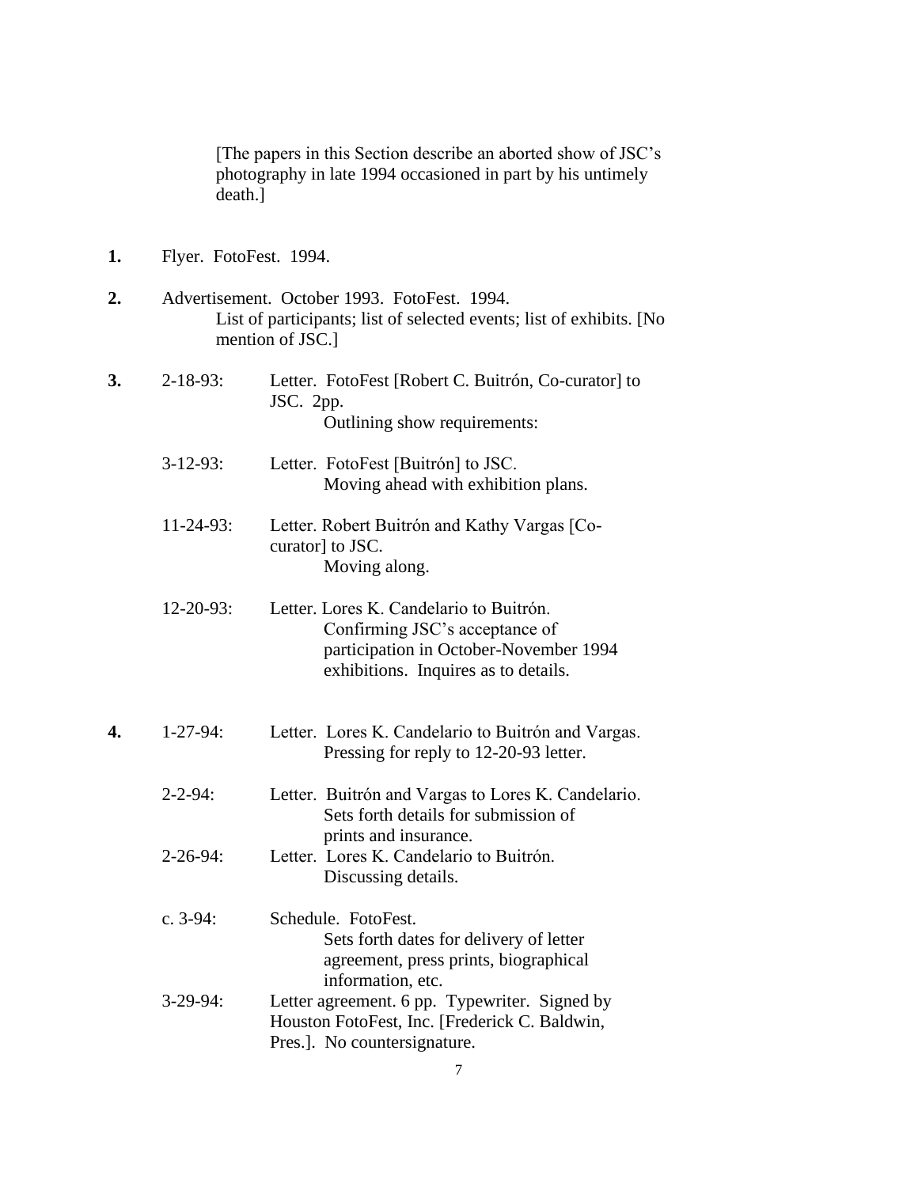[The papers in this Section describe an aborted show of JSC's photography in late 1994 occasioned in part by his untimely death.]

**1.** Flyer. FotoFest. 1994.

**2.** Advertisement. October 1993. FotoFest. 1994.
List of participants; list of selected events; list of exhibits. [No mention of JSC.]

**3.** 2-18-93: Letter. FotoFest [Robert C. Buitrón, Co-curator] to JSC. 2pp.
Outlining show requirements:

3-12-93: Letter. FotoFest [Buitrón] to JSC.
Moving ahead with exhibition plans.

11-24-93: Letter. Robert Buitrón and Kathy Vargas [Co-curator] to JSC.
Moving along.

12-20-93: Letter. Lores K. Candelario to Buitrón.
Confirming JSC's acceptance of participation in October-November 1994 exhibitions. Inquires as to details.

**4.** 1-27-94: Letter. Lores K. Candelario to Buitrón and Vargas.
Pressing for reply to 12-20-93 letter.

2-2-94: Letter. Buitrón and Vargas to Lores K. Candelario.
Sets forth details for submission of prints and insurance.

2-26-94: Letter. Lores K. Candelario to Buitrón.
Discussing details.

c. 3-94: Schedule. FotoFest.
Sets forth dates for delivery of letter agreement, press prints, biographical information, etc.

3-29-94: Letter agreement. 6 pp. Typewriter. Signed by Houston FotoFest, Inc. [Frederick C. Baldwin, Pres.]. No countersignature.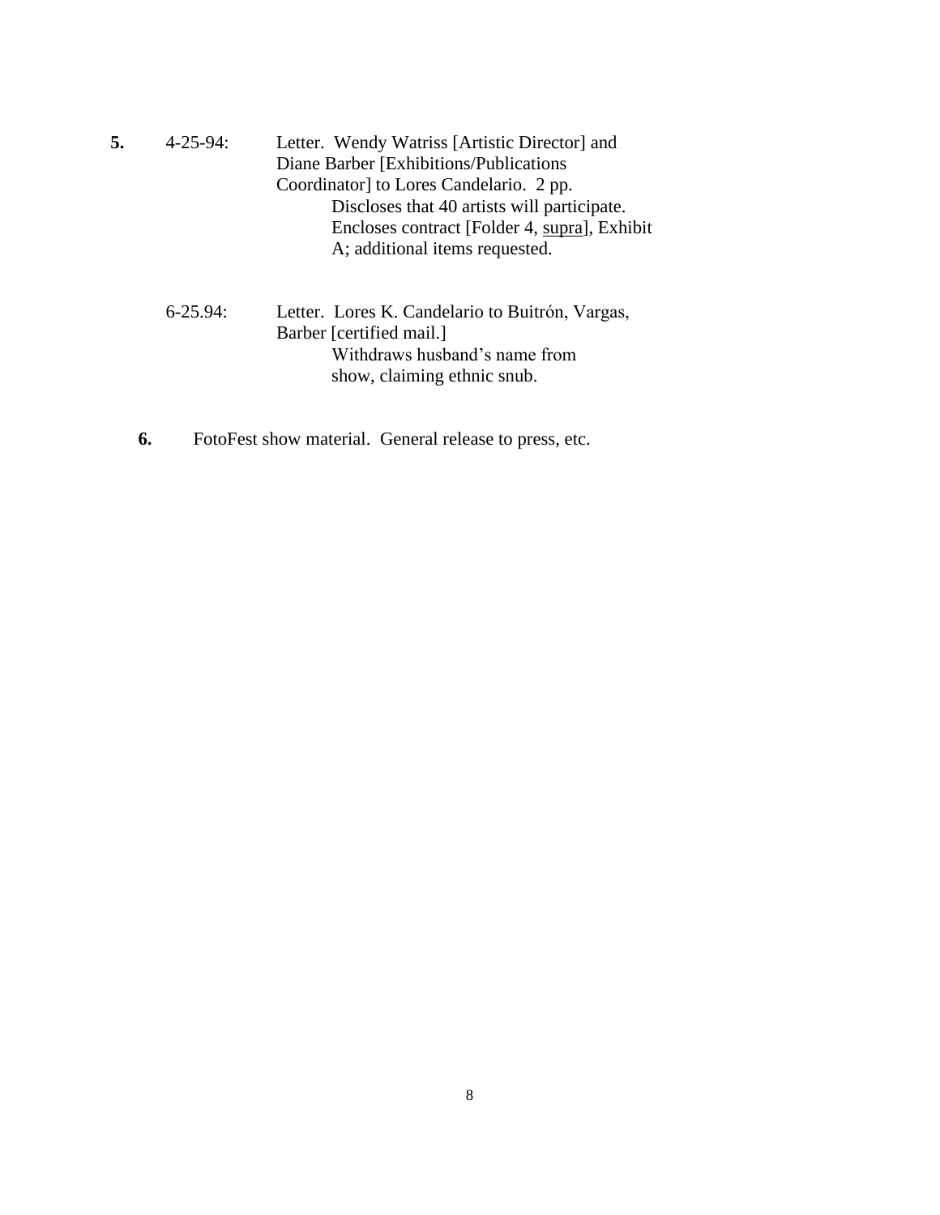**5.** 4-25-94: Letter. Wendy Watriss [Artistic Director] and Diane Barber [Exhibitions/Publications Coordinator] to Lores Candelario. 2 pp.

Discloses that 40 artists will participate. Encloses contract [Folder 4, supra], Exhibit A; additional items requested.

6-25.94: Letter. Lores K. Candelario to Buitrón, Vargas, Barber [certified mail.]

Withdraws husband's name from show, claiming ethnic snub.

**6.** FotoFest show material. General release to press, etc.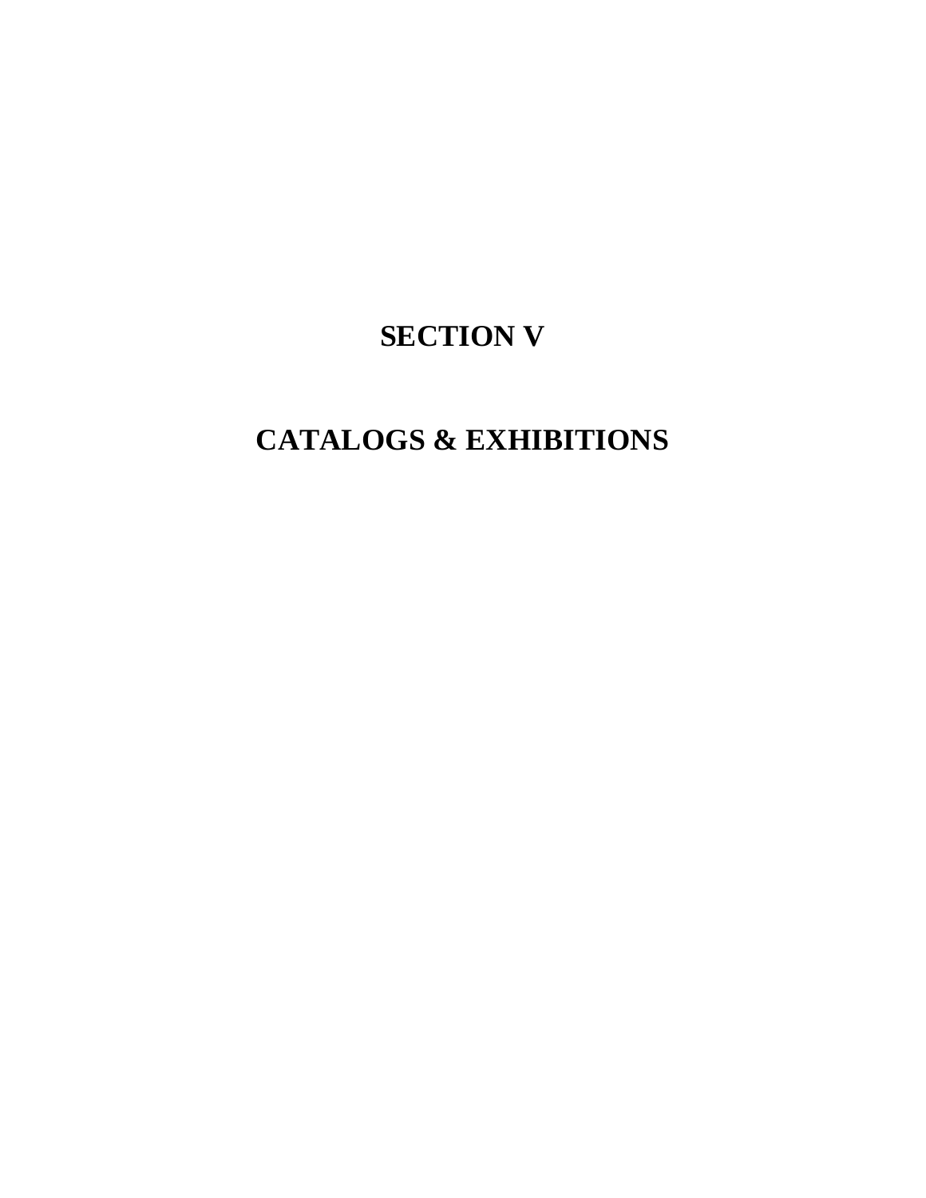# SECTION V

# CATALOGS & EXHIBITIONS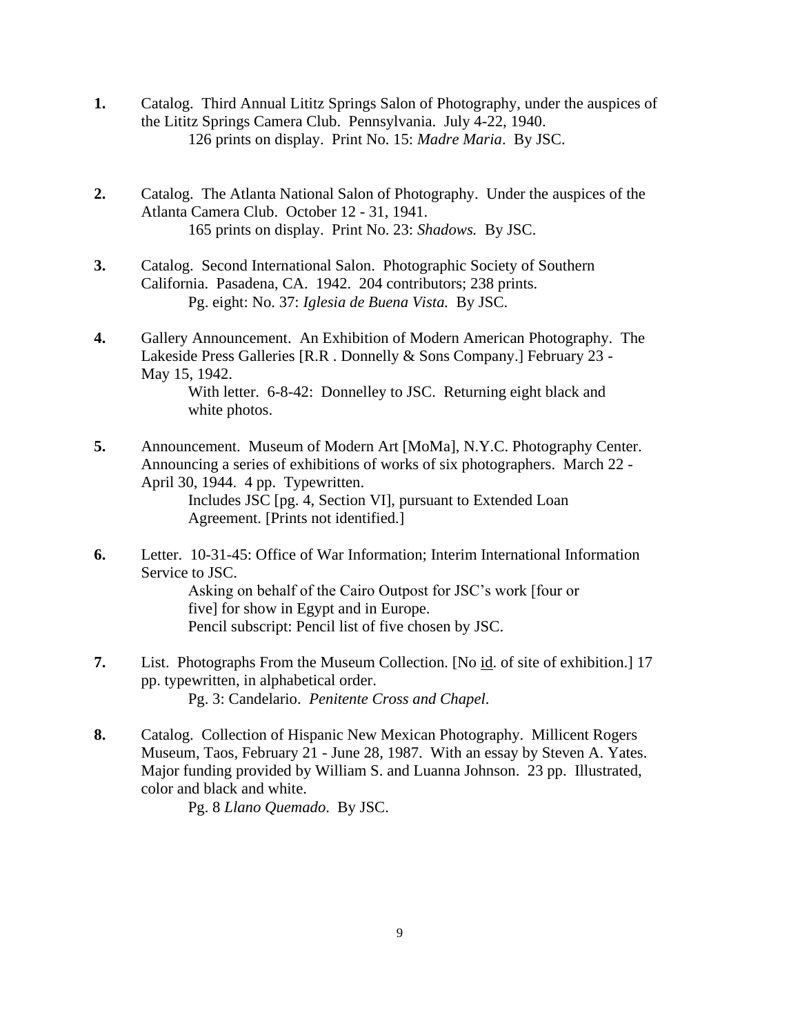**1.** Catalog. Third Annual Lititz Springs Salon of Photography, under the auspices of the Lititz Springs Camera Club. Pennsylvania. July 4-22, 1940.
126 prints on display. Print No. 15: *Madre Maria*. By JSC.

**2.** Catalog. The Atlanta National Salon of Photography. Under the auspices of the Atlanta Camera Club. October 12 - 31, 1941.
165 prints on display. Print No. 23: *Shadows.* By JSC.

**3.** Catalog. Second International Salon. Photographic Society of Southern California. Pasadena, CA. 1942. 204 contributors; 238 prints.
Pg. eight: No. 37: *Iglesia de Buena Vista.* By JSC.

**4.** Gallery Announcement. An Exhibition of Modern American Photography. The Lakeside Press Galleries [R.R . Donnelly & Sons Company.] February 23 - May 15, 1942.
With letter. 6-8-42: Donnelley to JSC. Returning eight black and white photos.

**5.** Announcement. Museum of Modern Art [MoMa], N.Y.C. Photography Center. Announcing a series of exhibitions of works of six photographers. March 22 - April 30, 1944. 4 pp. Typewritten.
Includes JSC [pg. 4, Section VI], pursuant to Extended Loan Agreement. [Prints not identified.]

**6.** Letter. 10-31-45: Office of War Information; Interim International Information Service to JSC.
Asking on behalf of the Cairo Outpost for JSC's work [four or five] for show in Egypt and in Europe.
Pencil subscript: Pencil list of five chosen by JSC.

**7.** List. Photographs From the Museum Collection. [No id. of site of exhibition.] 17 pp. typewritten, in alphabetical order.
Pg. 3: Candelario. *Penitente Cross and Chapel*.

**8.** Catalog. Collection of Hispanic New Mexican Photography. Millicent Rogers Museum, Taos, February 21 - June 28, 1987. With an essay by Steven A. Yates. Major funding provided by William S. and Luanna Johnson. 23 pp. Illustrated, color and black and white.
Pg. 8 *Llano Quemado*. By JSC.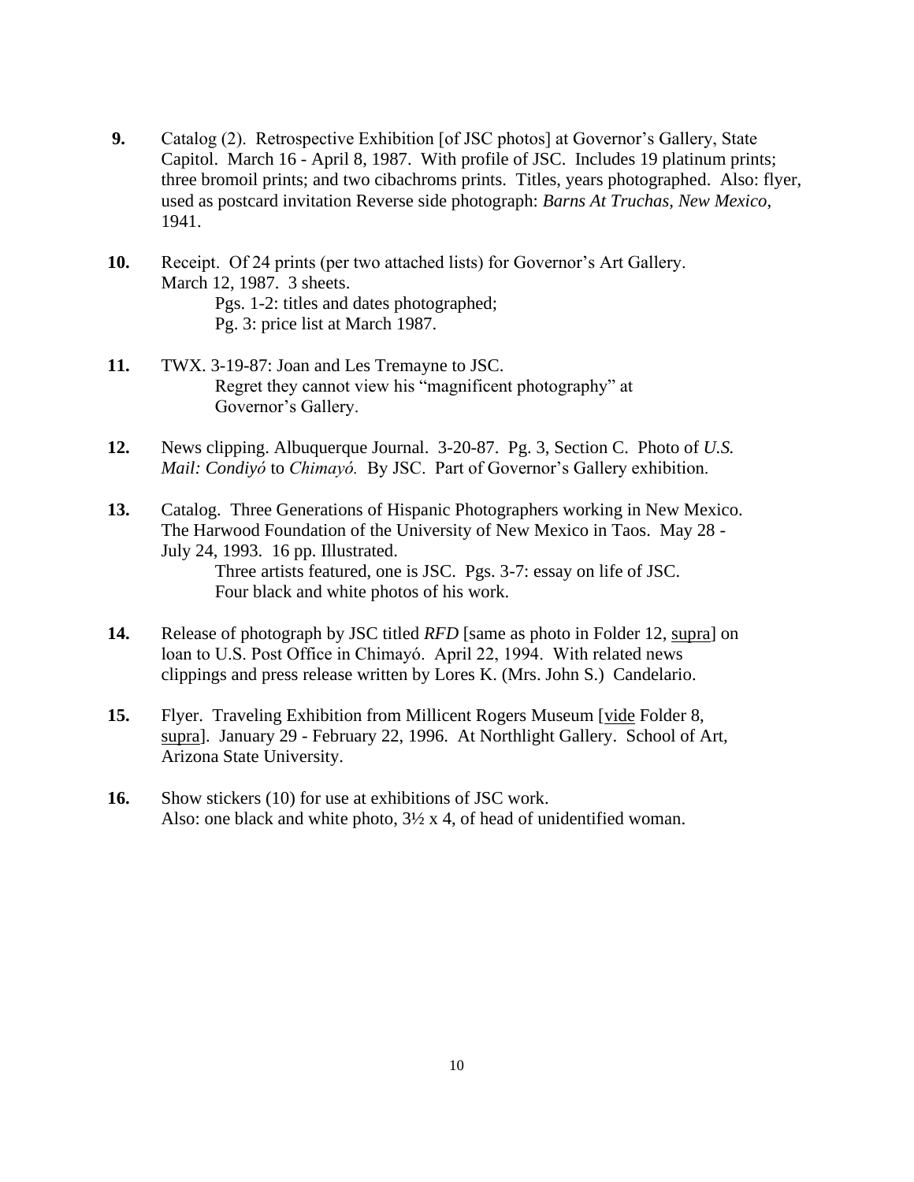**9.** Catalog (2). Retrospective Exhibition [of JSC photos] at Governor's Gallery, State Capitol. March 16 - April 8, 1987. With profile of JSC. Includes 19 platinum prints; three bromoil prints; and two cibachroms prints. Titles, years photographed. Also: flyer, used as postcard invitation Reverse side photograph: *Barns At Truchas, New Mexico*, 1941.

**10.** Receipt. Of 24 prints (per two attached lists) for Governor's Art Gallery. March 12, 1987. 3 sheets.
Pgs. 1-2: titles and dates photographed;
Pg. 3: price list at March 1987.

**11.** TWX. 3-19-87: Joan and Les Tremayne to JSC.
Regret they cannot view his "magnificent photography" at Governor's Gallery.

**12.** News clipping. Albuquerque Journal. 3-20-87. Pg. 3, Section C. Photo of *U.S. Mail: Condiyó* to *Chimayó.* By JSC. Part of Governor's Gallery exhibition.

**13.** Catalog. Three Generations of Hispanic Photographers working in New Mexico. The Harwood Foundation of the University of New Mexico in Taos. May 28 - July 24, 1993. 16 pp. Illustrated.
Three artists featured, one is JSC. Pgs. 3-7: essay on life of JSC. Four black and white photos of his work.

**14.** Release of photograph by JSC titled *RFD* [same as photo in Folder 12, supra] on loan to U.S. Post Office in Chimayó. April 22, 1994. With related news clippings and press release written by Lores K. (Mrs. John S.) Candelario.

**15.** Flyer. Traveling Exhibition from Millicent Rogers Museum [vide Folder 8, supra]. January 29 - February 22, 1996. At Northlight Gallery. School of Art, Arizona State University.

**16.** Show stickers (10) for use at exhibitions of JSC work.
Also: one black and white photo, 3½ x 4, of head of unidentified woman.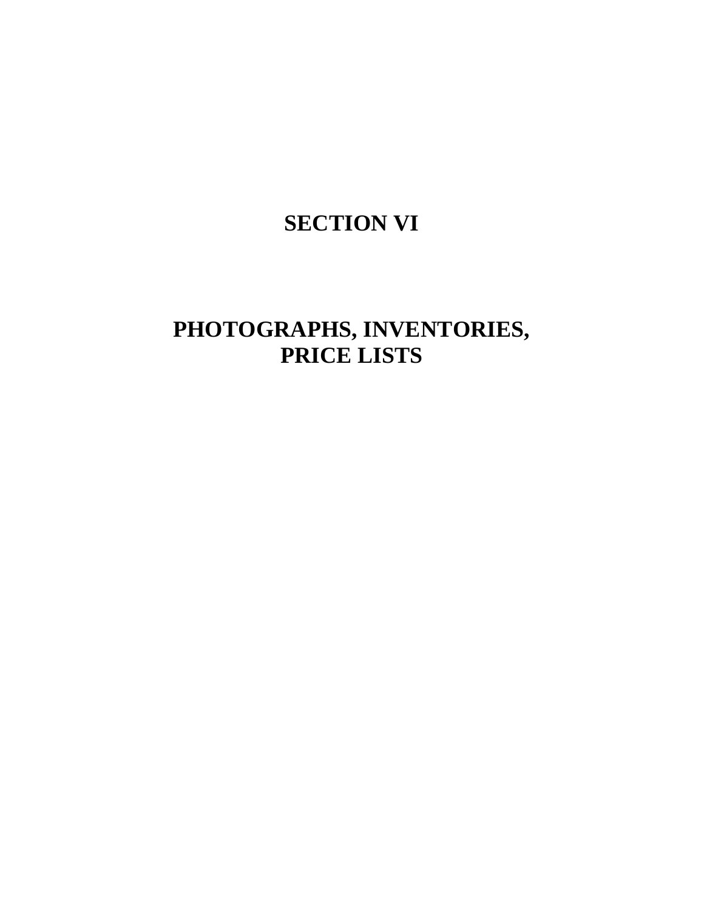# SECTION VI

# PHOTOGRAPHS, INVENTORIES, PRICE LISTS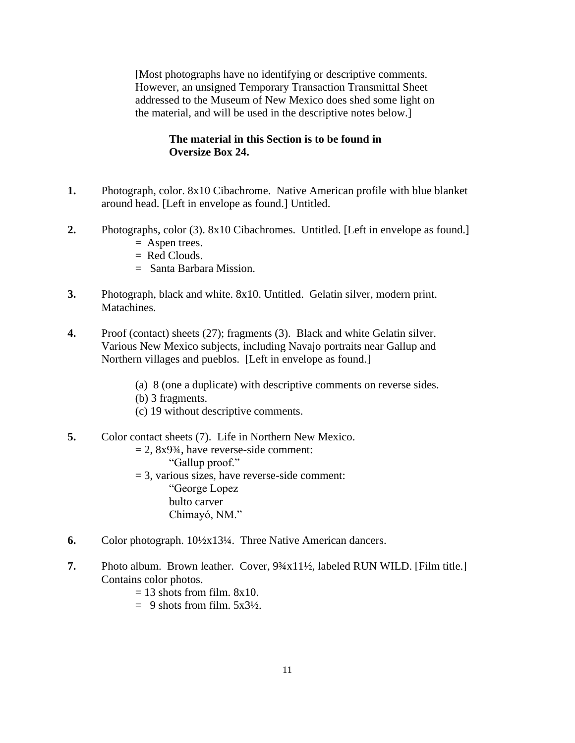[Most photographs have no identifying or descriptive comments. However, an unsigned Temporary Transaction Transmittal Sheet addressed to the Museum of New Mexico does shed some light on the material, and will be used in the descriptive notes below.]

**The material in this Section is to be found in Oversize Box 24.**

**1.** Photograph, color. 8x10 Cibachrome. Native American profile with blue blanket around head. [Left in envelope as found.] Untitled.

**2.** Photographs, color (3). 8x10 Cibachromes. Untitled. [Left in envelope as found.]
= Aspen trees.
= Red Clouds.
= Santa Barbara Mission.

**3.** Photograph, black and white. 8x10. Untitled. Gelatin silver, modern print. Matachines.

**4.** Proof (contact) sheets (27); fragments (3). Black and white Gelatin silver. Various New Mexico subjects, including Navajo portraits near Gallup and Northern villages and pueblos. [Left in envelope as found.]

(a) 8 (one a duplicate) with descriptive comments on reverse sides.
(b) 3 fragments.
(c) 19 without descriptive comments.

**5.** Color contact sheets (7). Life in Northern New Mexico.
= 2, 8x9¾, have reverse-side comment:
"Gallup proof."
= 3, various sizes, have reverse-side comment:
"George Lopez
bulto carver
Chimayó, NM."

**6.** Color photograph. 10½x13¼. Three Native American dancers.

**7.** Photo album. Brown leather. Cover, 9¾x11½, labeled RUN WILD. [Film title.] Contains color photos.
= 13 shots from film. 8x10.
= 9 shots from film. 5x3½.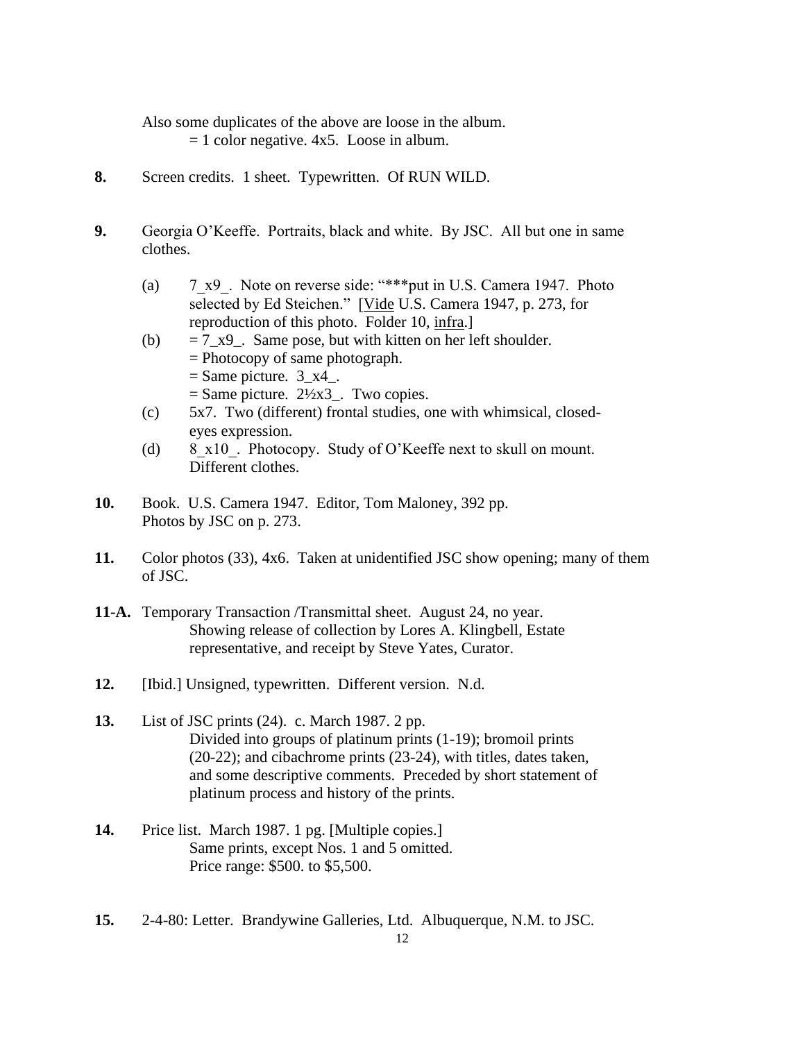Also some duplicates of the above are loose in the album.
= 1 color negative. 4x5. Loose in album.

**8.** Screen credits. 1 sheet. Typewritten. Of RUN WILD.

**9.** Georgia O'Keeffe. Portraits, black and white. By JSC. All but one in same clothes.

- (a) 7_x9_. Note on reverse side: "***put in U.S. Camera 1947. Photo selected by Ed Steichen." [Vide U.S. Camera 1947, p. 273, for reproduction of this photo. Folder 10, infra.]
- (b) = 7_x9_. Same pose, but with kitten on her left shoulder.
  = Photocopy of same photograph.
  = Same picture. 3_x4_.
  = Same picture. 2½x3_. Two copies.
- (c) 5x7. Two (different) frontal studies, one with whimsical, closed-eyes expression.
- (d) 8_x10_. Photocopy. Study of O'Keeffe next to skull on mount. Different clothes.

**10.** Book. U.S. Camera 1947. Editor, Tom Maloney, 392 pp.
Photos by JSC on p. 273.

**11.** Color photos (33), 4x6. Taken at unidentified JSC show opening; many of them of JSC.

**11-A.** Temporary Transaction /Transmittal sheet. August 24, no year.
Showing release of collection by Lores A. Klingbell, Estate representative, and receipt by Steve Yates, Curator.

**12.** [Ibid.] Unsigned, typewritten. Different version. N.d.

**13.** List of JSC prints (24). c. March 1987. 2 pp.
Divided into groups of platinum prints (1-19); bromoil prints (20-22); and cibachrome prints (23-24), with titles, dates taken, and some descriptive comments. Preceded by short statement of platinum process and history of the prints.

**14.** Price list. March 1987. 1 pg. [Multiple copies.]
Same prints, except Nos. 1 and 5 omitted.
Price range: $500. to $5,500.

**15.** 2-4-80: Letter. Brandywine Galleries, Ltd. Albuquerque, N.M. to JSC.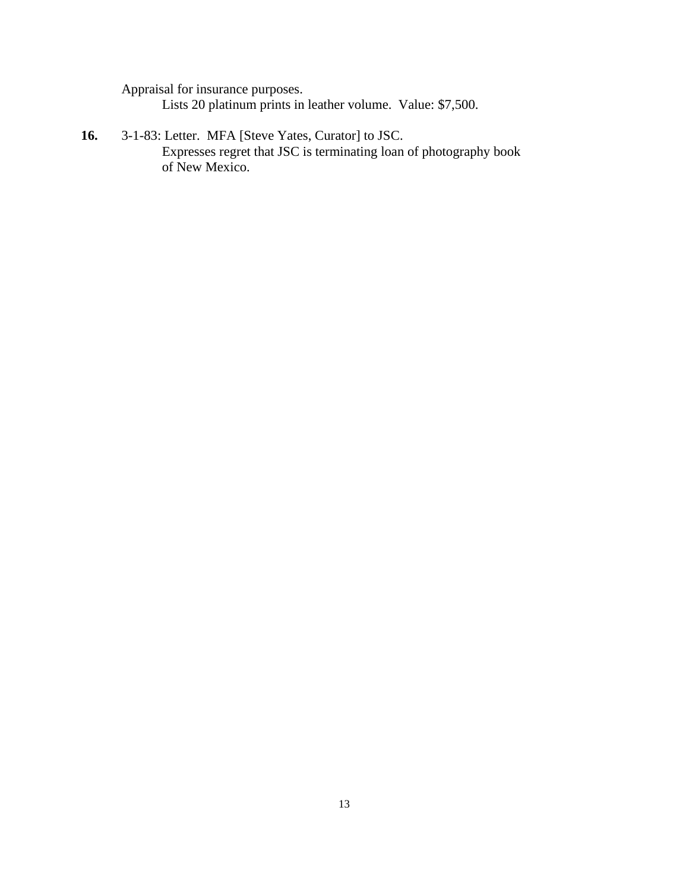Appraisal for insurance purposes.
    Lists 20 platinum prints in leather volume. Value: $7,500.

**16.** 3-1-83: Letter. MFA [Steve Yates, Curator] to JSC.
    Expresses regret that JSC is terminating loan of photography book of New Mexico.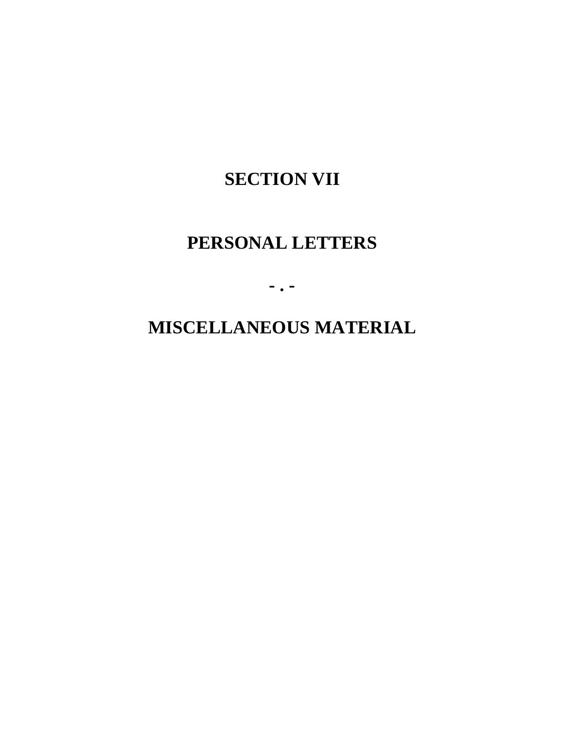# SECTION VII

# PERSONAL LETTERS

- . -

# MISCELLANEOUS MATERIAL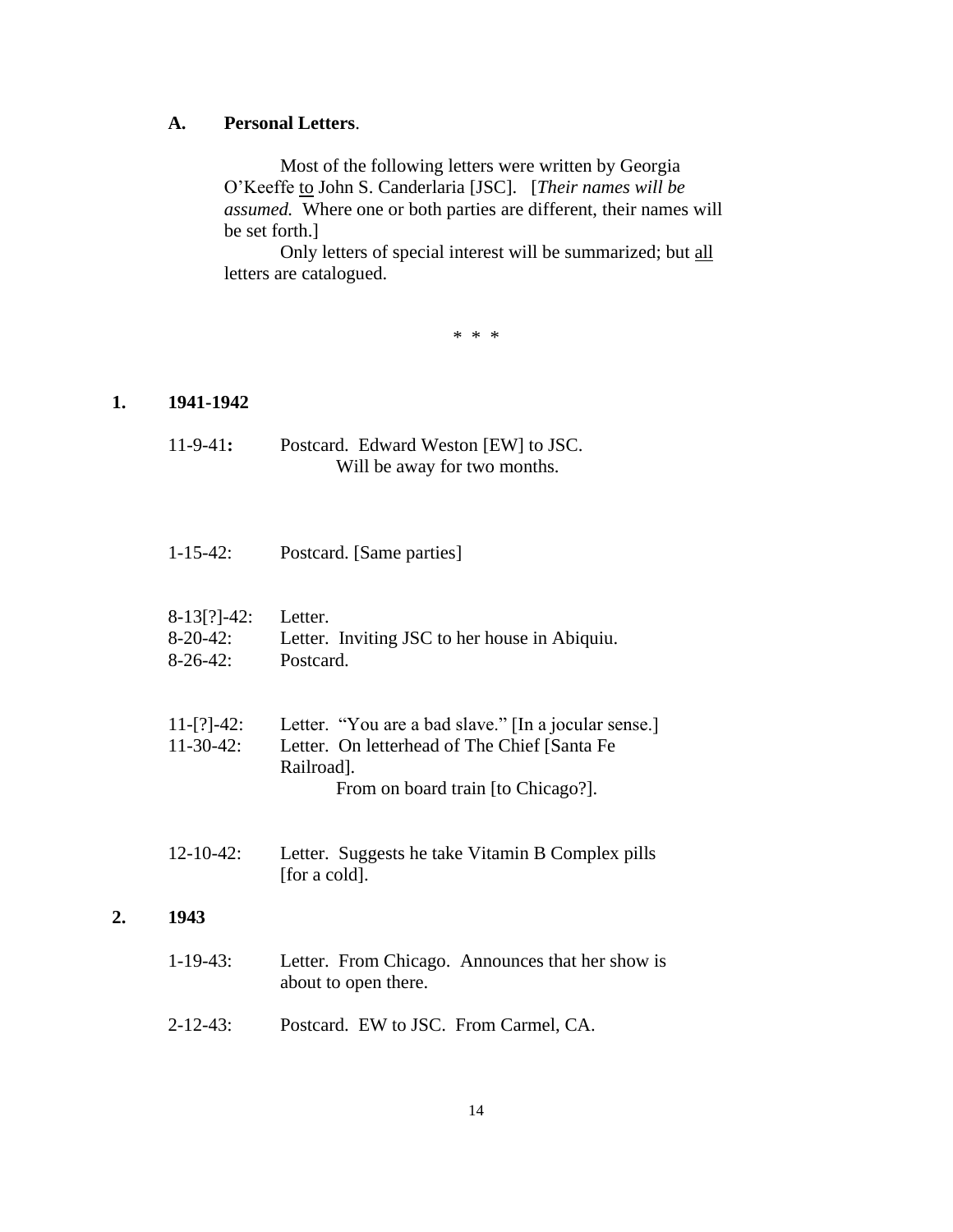### A. **Personal Letters**.

Most of the following letters were written by Georgia O'Keeffe to John S. Canderlaria [JSC]. [*Their names will be assumed.* Where one or both parties are different, their names will be set forth.]

Only letters of special interest will be summarized; but all letters are catalogued.

\* \* \*

## 1. 1941-1942

**11-9-41:** Postcard. Edward Weston [EW] to JSC.
Will be away for two months.

1-15-42: Postcard. [Same parties]

8-13[?]-42: Letter.
8-20-42: Letter. Inviting JSC to her house in Abiquiu.
8-26-42: Postcard.

11-[?]-42: Letter. "You are a bad slave." [In a jocular sense.]
11-30-42: Letter. On letterhead of The Chief [Santa Fe Railroad].
From on board train [to Chicago?].

12-10-42: Letter. Suggests he take Vitamin B Complex pills [for a cold].

## 2. 1943

1-19-43: Letter. From Chicago. Announces that her show is about to open there.

2-12-43: Postcard. EW to JSC. From Carmel, CA.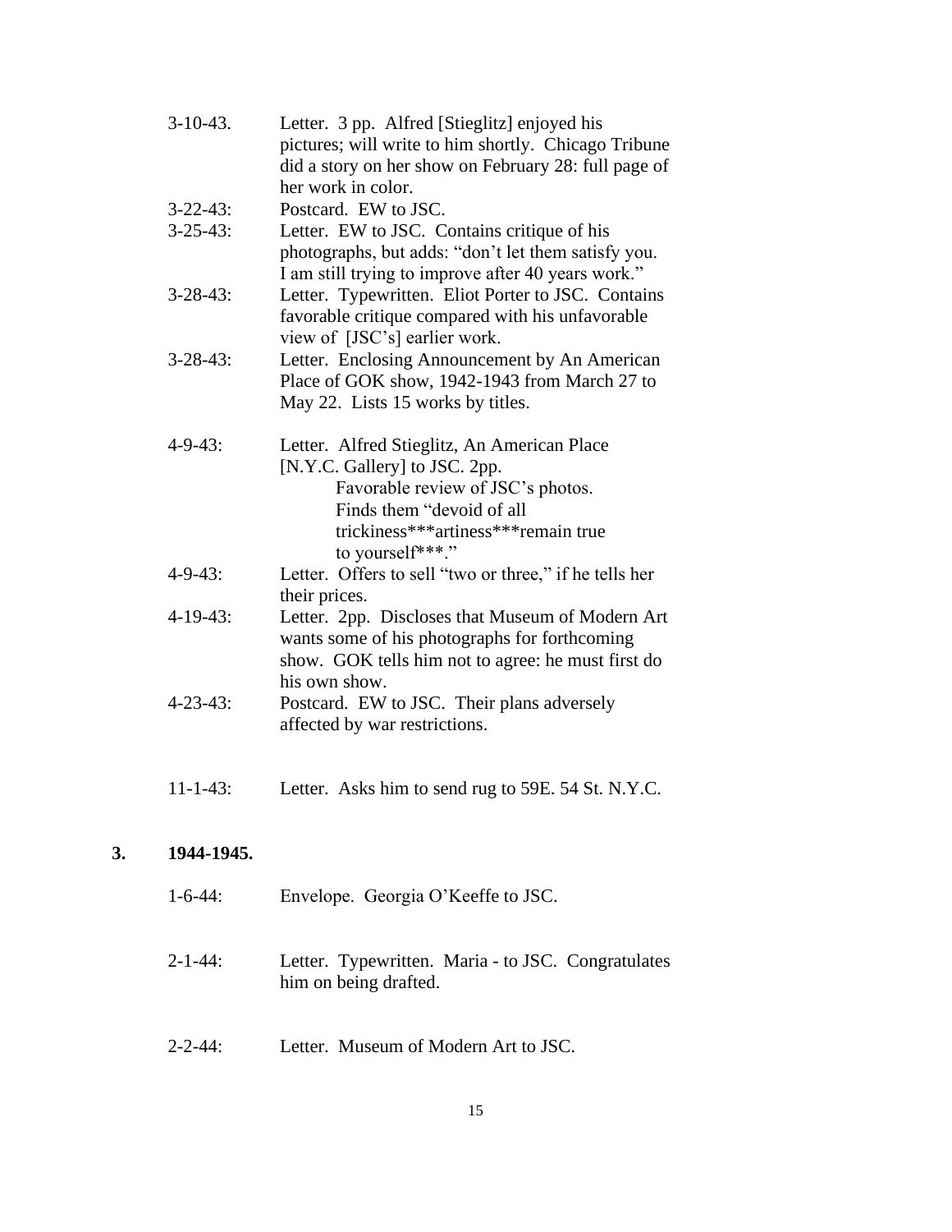3-10-43. Letter. 3 pp. Alfred [Stieglitz] enjoyed his pictures; will write to him shortly. Chicago Tribune did a story on her show on February 28: full page of her work in color.

3-22-43: Postcard. EW to JSC.

3-25-43: Letter. EW to JSC. Contains critique of his photographs, but adds: "don't let them satisfy you. I am still trying to improve after 40 years work."

3-28-43: Letter. Typewritten. Eliot Porter to JSC. Contains favorable critique compared with his unfavorable view of [JSC's] earlier work.

3-28-43: Letter. Enclosing Announcement by An American Place of GOK show, 1942-1943 from March 27 to May 22. Lists 15 works by titles.

4-9-43: Letter. Alfred Stieglitz, An American Place [N.Y.C. Gallery] to JSC. 2pp.
Favorable review of JSC's photos. Finds them "devoid of all trickiness***artiness***remain true to yourself***."

4-9-43: Letter. Offers to sell "two or three," if he tells her their prices.

4-19-43: Letter. 2pp. Discloses that Museum of Modern Art wants some of his photographs for forthcoming show. GOK tells him not to agree: he must first do his own show.

4-23-43: Postcard. EW to JSC. Their plans adversely affected by war restrictions.

11-1-43: Letter. Asks him to send rug to 59E. 54 St. N.Y.C.

## 3. 1944-1945.

1-6-44: Envelope. Georgia O'Keeffe to JSC.

2-1-44: Letter. Typewritten. Maria - to JSC. Congratulates him on being drafted.

2-2-44: Letter. Museum of Modern Art to JSC.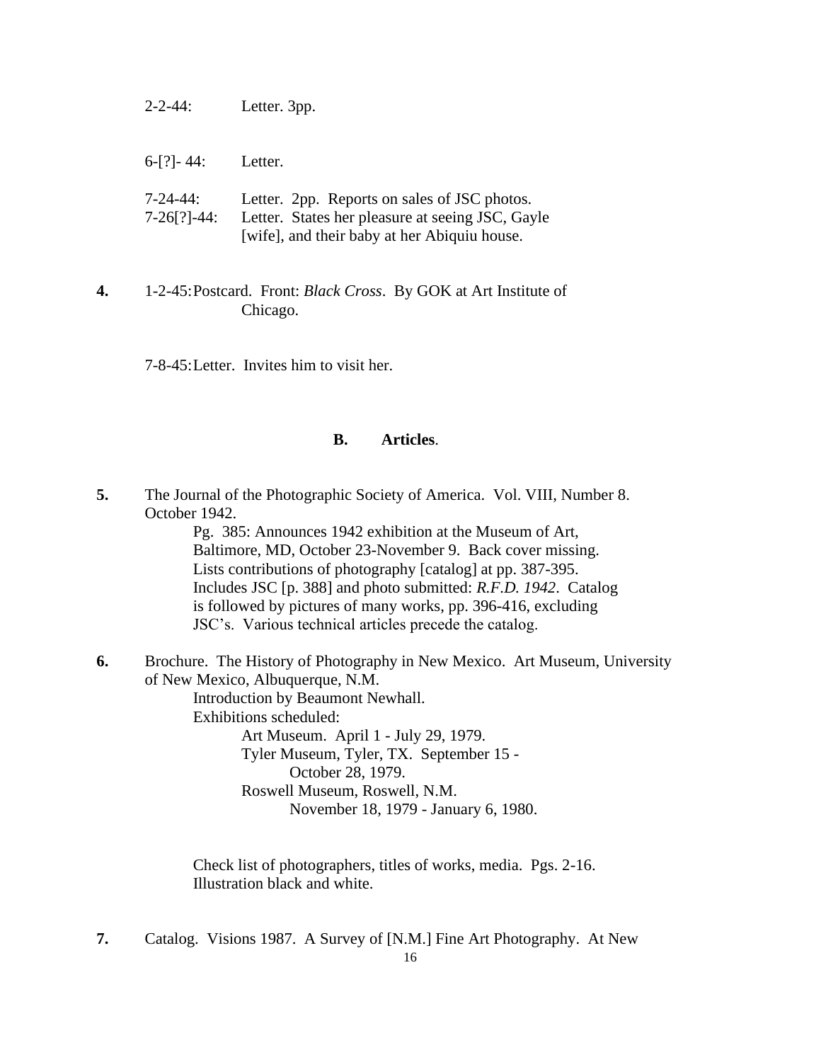2-2-44: Letter. 3pp.

6-[?]- 44: Letter.

7-24-44: Letter. 2pp. Reports on sales of JSC photos.
7-26[?]-44: Letter. States her pleasure at seeing JSC, Gayle [wife], and their baby at her Abiquiu house.

**4.** 1-2-45: Postcard. Front: *Black Cross*. By GOK at Art Institute of Chicago.

7-8-45: Letter. Invites him to visit her.

### B. Articles.

**5.** The Journal of the Photographic Society of America. Vol. VIII, Number 8. October 1942.

Pg. 385: Announces 1942 exhibition at the Museum of Art, Baltimore, MD, October 23-November 9. Back cover missing. Lists contributions of photography [catalog] at pp. 387-395. Includes JSC [p. 388] and photo submitted: *R.F.D. 1942*. Catalog is followed by pictures of many works, pp. 396-416, excluding JSC's. Various technical articles precede the catalog.

**6.** Brochure. The History of Photography in New Mexico. Art Museum, University of New Mexico, Albuquerque, N.M.

Introduction by Beaumont Newhall.
Exhibitions scheduled:
- Art Museum. April 1 - July 29, 1979.
- Tyler Museum, Tyler, TX. September 15 - October 28, 1979.
- Roswell Museum, Roswell, N.M. November 18, 1979 - January 6, 1980.

Check list of photographers, titles of works, media. Pgs. 2-16.
Illustration black and white.

**7.** Catalog. Visions 1987. A Survey of [N.M.] Fine Art Photography. At New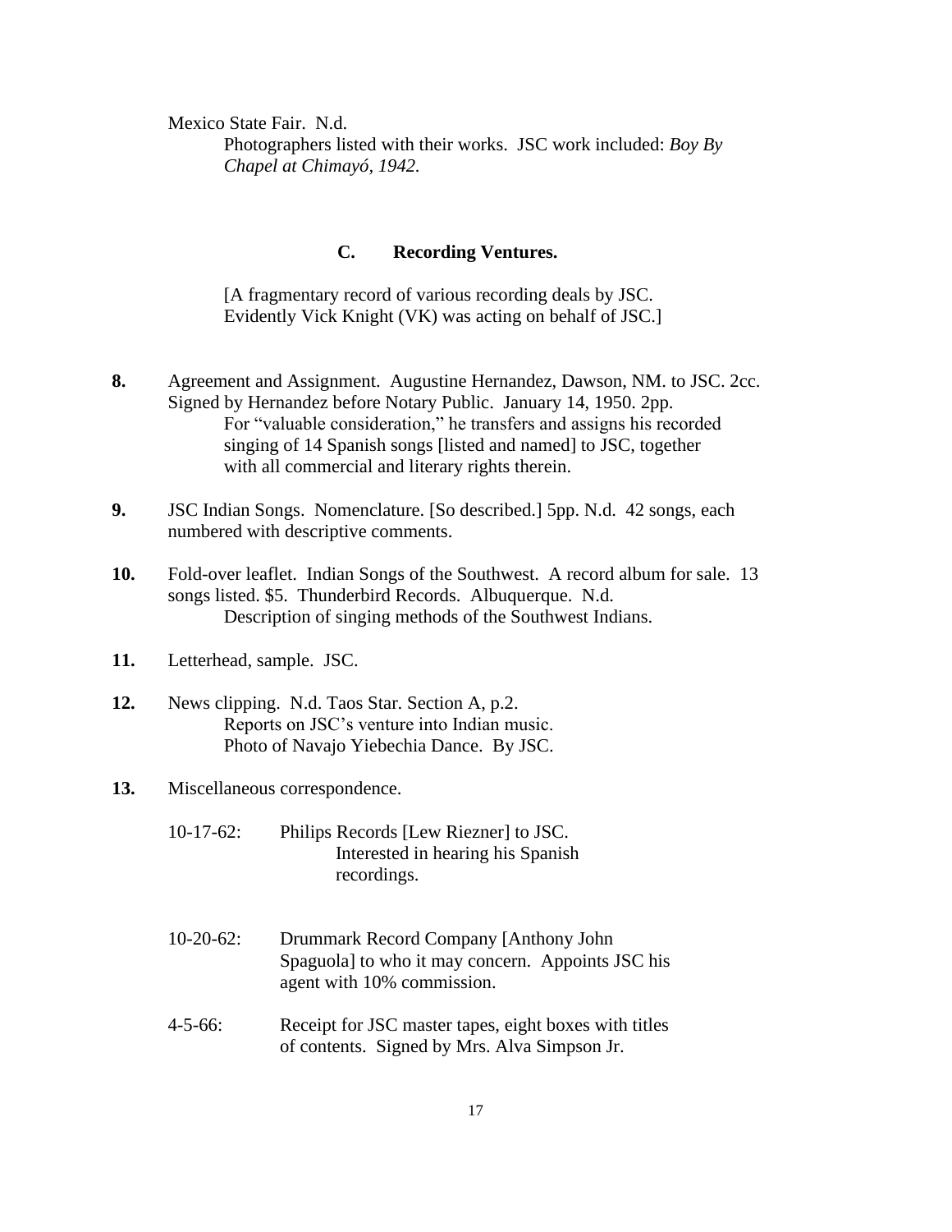Mexico State Fair. N.d.

Photographers listed with their works. JSC work included: *Boy By Chapel at Chimayó, 1942.*

### C. Recording Ventures.

[A fragmentary record of various recording deals by JSC. Evidently Vick Knight (VK) was acting on behalf of JSC.]

**8.** Agreement and Assignment. Augustine Hernandez, Dawson, NM. to JSC. 2cc. Signed by Hernandez before Notary Public. January 14, 1950. 2pp.

For "valuable consideration," he transfers and assigns his recorded singing of 14 Spanish songs [listed and named] to JSC, together with all commercial and literary rights therein.

**9.** JSC Indian Songs. Nomenclature. [So described.] 5pp. N.d. 42 songs, each numbered with descriptive comments.

**10.** Fold-over leaflet. Indian Songs of the Southwest. A record album for sale. 13 songs listed. $5. Thunderbird Records. Albuquerque. N.d.

Description of singing methods of the Southwest Indians.

**11.** Letterhead, sample. JSC.

**12.** News clipping. N.d. Taos Star. Section A, p.2.

Reports on JSC's venture into Indian music.
Photo of Navajo Yiebechia Dance. By JSC.

**13.** Miscellaneous correspondence.

10-17-62: Philips Records [Lew Riezner] to JSC. Interested in hearing his Spanish recordings.

10-20-62: Drummark Record Company [Anthony John Spaguola] to who it may concern. Appoints JSC his agent with 10% commission.

4-5-66: Receipt for JSC master tapes, eight boxes with titles of contents. Signed by Mrs. Alva Simpson Jr.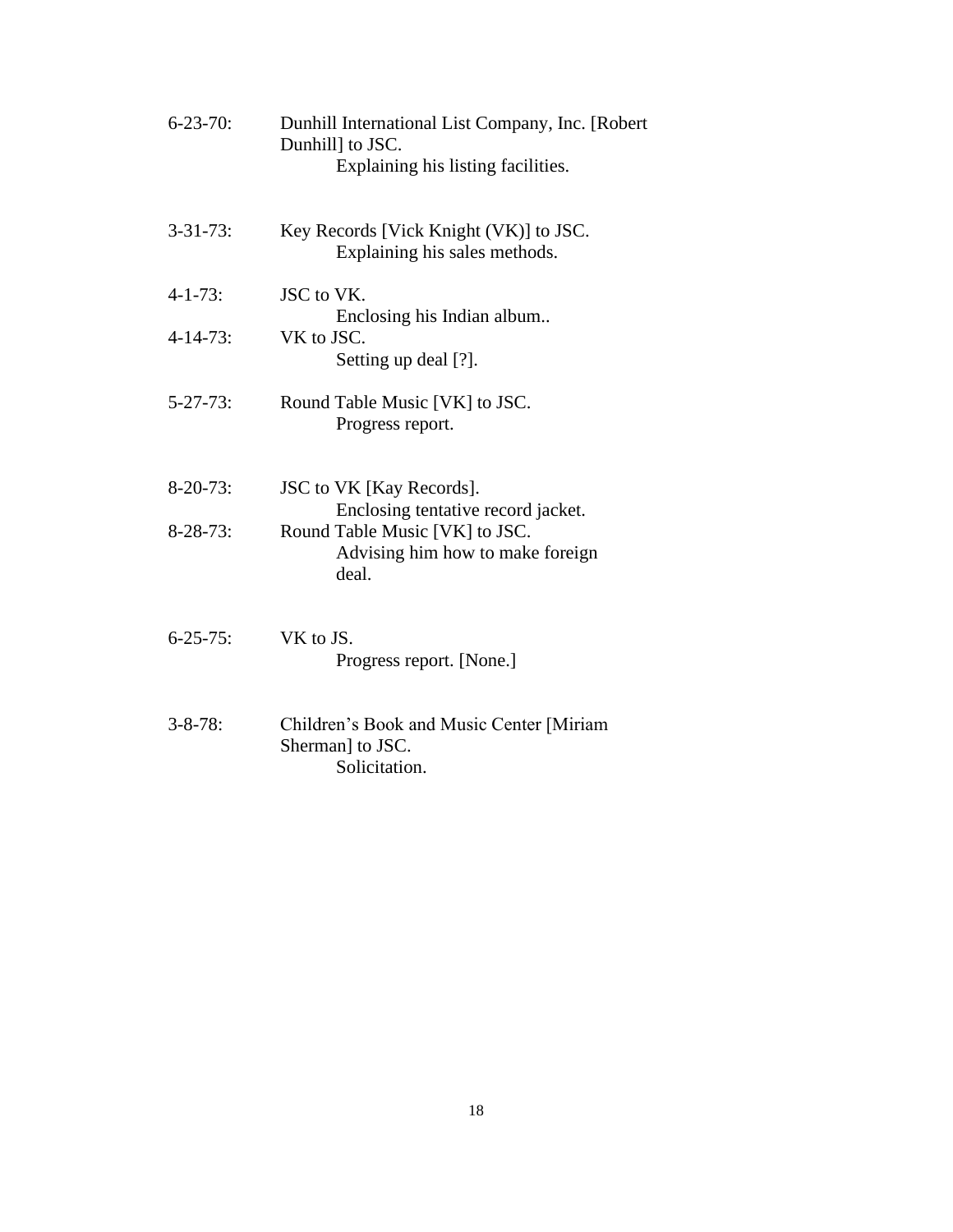6-23-70: Dunhill International List Company, Inc. [Robert Dunhill] to JSC.
  Explaining his listing facilities.

3-31-73: Key Records [Vick Knight (VK)] to JSC.
  Explaining his sales methods.

4-1-73: JSC to VK.
  Enclosing his Indian album..

4-14-73: VK to JSC.
  Setting up deal [?].

5-27-73: Round Table Music [VK] to JSC.
  Progress report.

8-20-73: JSC to VK [Kay Records].
  Enclosing tentative record jacket.

8-28-73: Round Table Music [VK] to JSC.
  Advising him how to make foreign deal.

6-25-75: VK to JS.
  Progress report. [None.]

3-8-78: Children's Book and Music Center [Miriam Sherman] to JSC.
  Solicitation.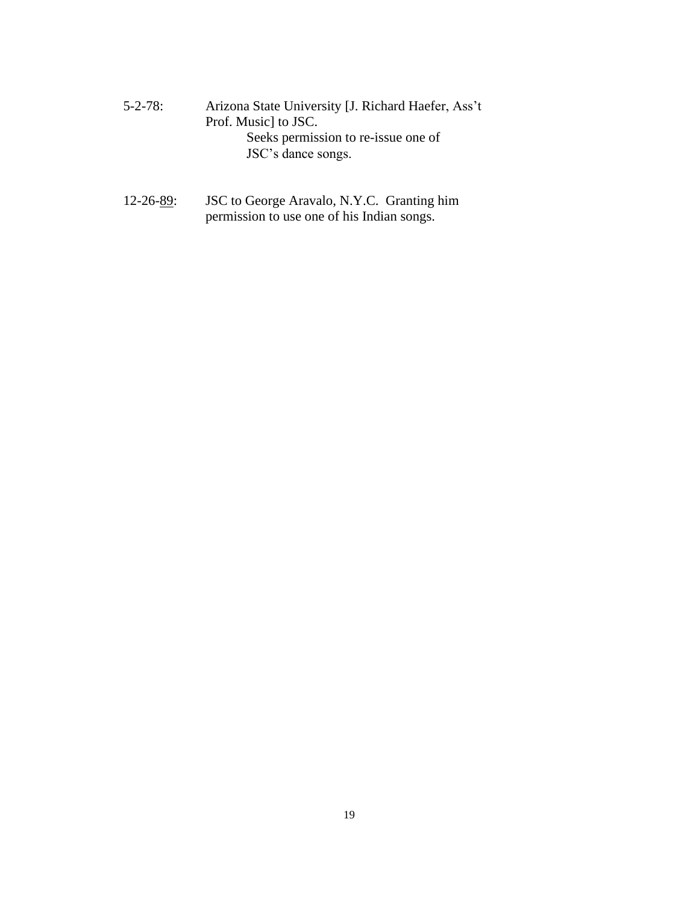5-2-78: Arizona State University [J. Richard Haefer, Ass't Prof. Music] to JSC.
Seeks permission to re-issue one of JSC's dance songs.

12-26-<u>89</u>: JSC to George Aravalo, N.Y.C. Granting him permission to use one of his Indian songs.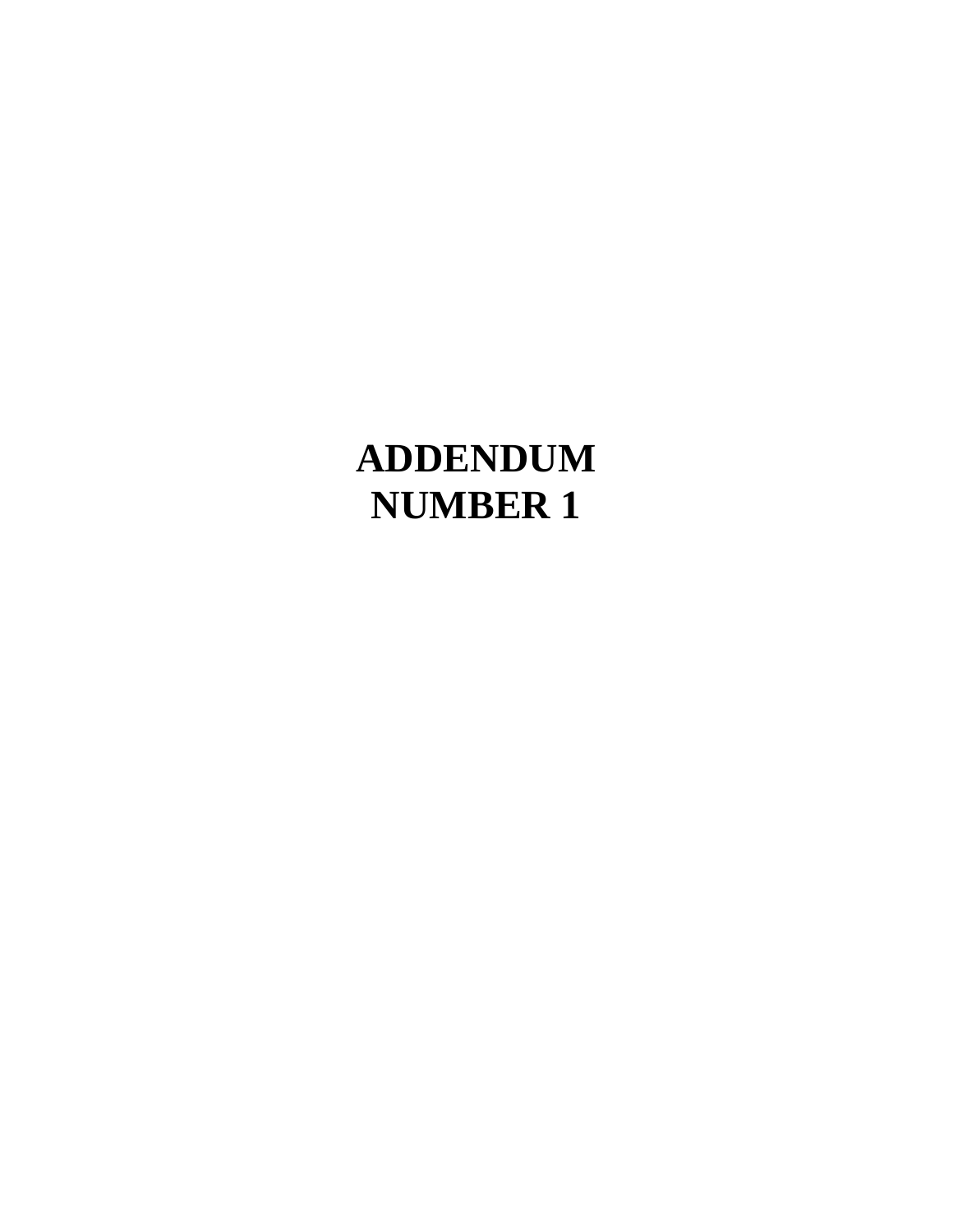# ADDENDUM NUMBER 1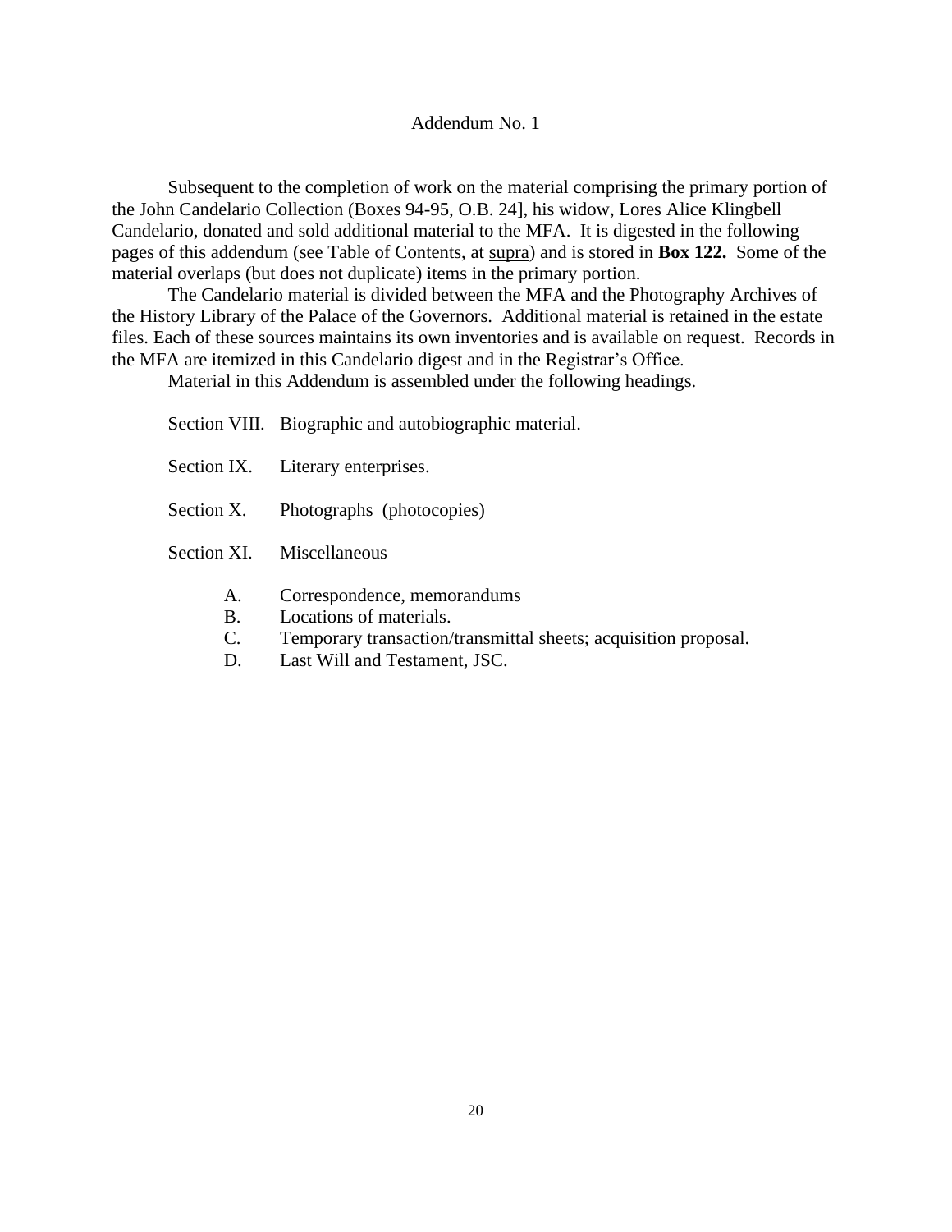## Addendum No. 1

Subsequent to the completion of work on the material comprising the primary portion of the John Candelario Collection (Boxes 94-95, O.B. 24], his widow, Lores Alice Klingbell Candelario, donated and sold additional material to the MFA. It is digested in the following pages of this addendum (see Table of Contents, at supra) and is stored in **Box 122.** Some of the material overlaps (but does not duplicate) items in the primary portion.

The Candelario material is divided between the MFA and the Photography Archives of the History Library of the Palace of the Governors. Additional material is retained in the estate files. Each of these sources maintains its own inventories and is available on request. Records in the MFA are itemized in this Candelario digest and in the Registrar's Office.

Material in this Addendum is assembled under the following headings.

Section VIII. Biographic and autobiographic material.

Section IX. Literary enterprises.

Section X. Photographs (photocopies)

Section XI. Miscellaneous

- A. Correspondence, memorandums
- B. Locations of materials.
- C. Temporary transaction/transmittal sheets; acquisition proposal.
- D. Last Will and Testament, JSC.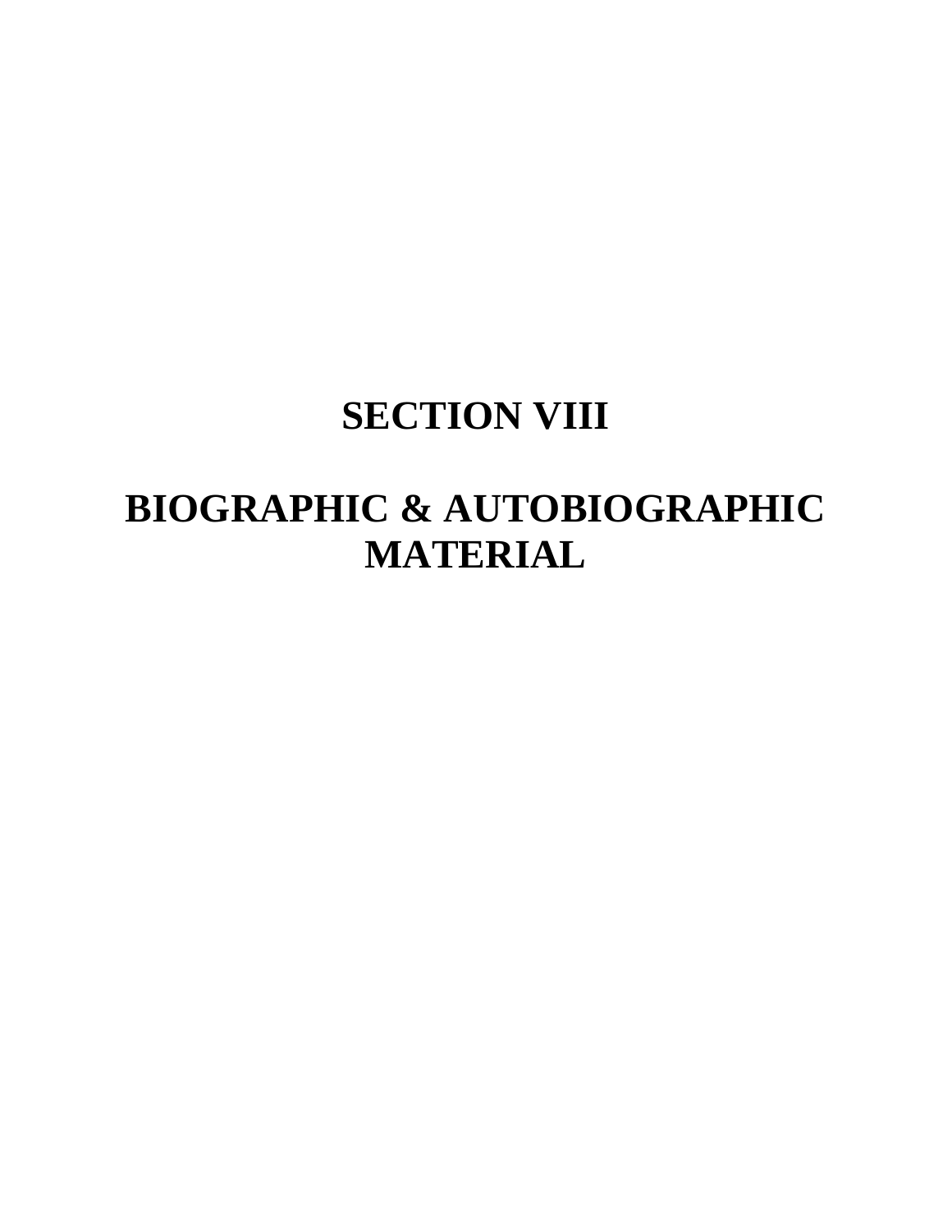# SECTION VIII

# BIOGRAPHIC & AUTOBIOGRAPHIC MATERIAL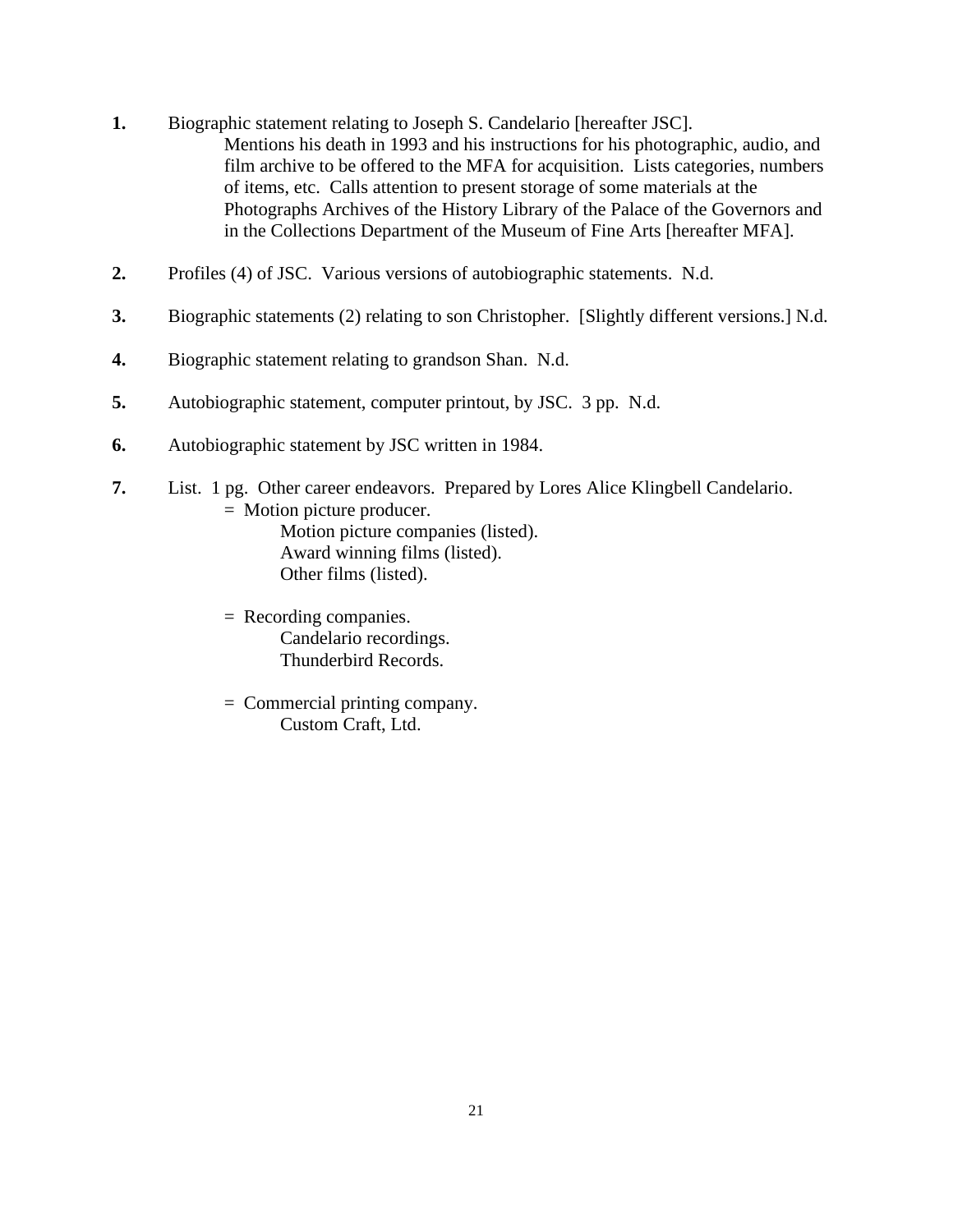**1.** Biographic statement relating to Joseph S. Candelario [hereafter JSC].
   Mentions his death in 1993 and his instructions for his photographic, audio, and film archive to be offered to the MFA for acquisition. Lists categories, numbers of items, etc. Calls attention to present storage of some materials at the Photographs Archives of the History Library of the Palace of the Governors and in the Collections Department of the Museum of Fine Arts [hereafter MFA].

**2.** Profiles (4) of JSC. Various versions of autobiographic statements. N.d.

**3.** Biographic statements (2) relating to son Christopher. [Slightly different versions.] N.d.

**4.** Biographic statement relating to grandson Shan. N.d.

**5.** Autobiographic statement, computer printout, by JSC. 3 pp. N.d.

**6.** Autobiographic statement by JSC written in 1984.

**7.** List. 1 pg. Other career endeavors. Prepared by Lores Alice Klingbell Candelario.

   = Motion picture producer.
      Motion picture companies (listed).
      Award winning films (listed).
      Other films (listed).

   = Recording companies.
      Candelario recordings.
      Thunderbird Records.

   = Commercial printing company.
      Custom Craft, Ltd.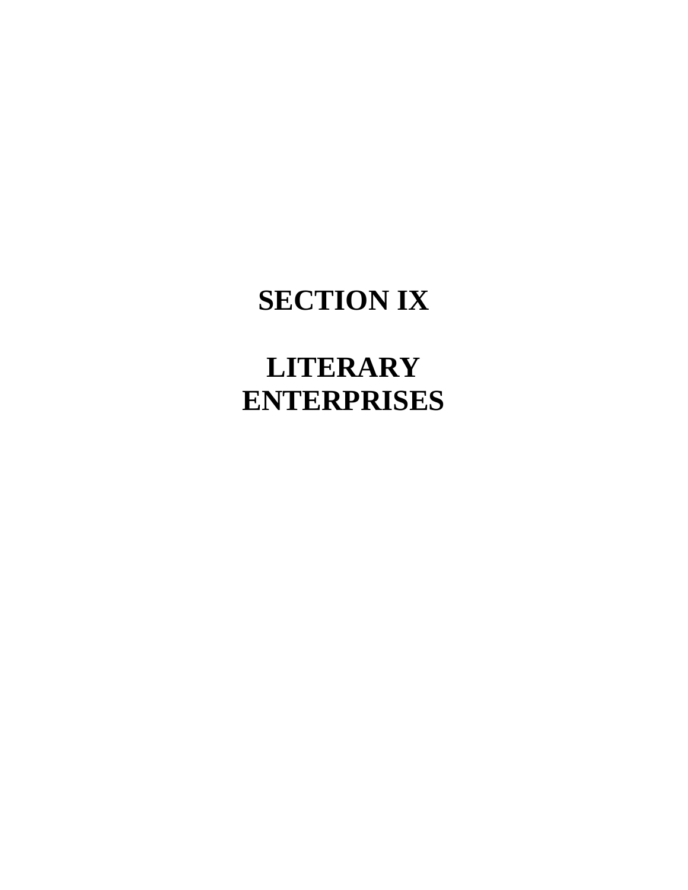# SECTION IX

# LITERARY ENTERPRISES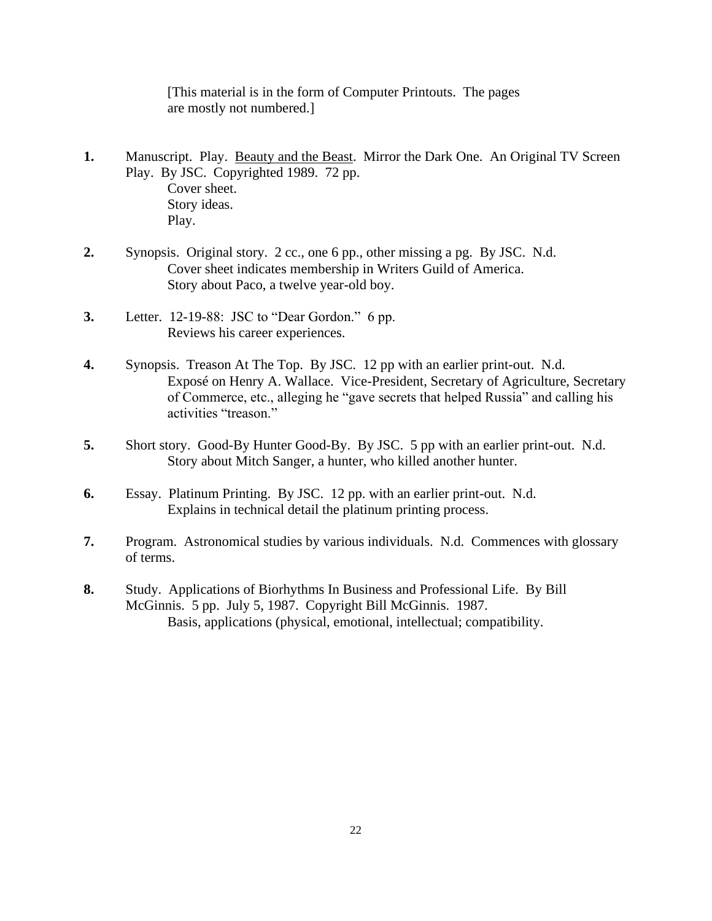[This material is in the form of Computer Printouts. The pages are mostly not numbered.]

**1.** Manuscript. Play. Beauty and the Beast. Mirror the Dark One. An Original TV Screen Play. By JSC. Copyrighted 1989. 72 pp.
  Cover sheet.
  Story ideas.
  Play.

**2.** Synopsis. Original story. 2 cc., one 6 pp., other missing a pg. By JSC. N.d.
  Cover sheet indicates membership in Writers Guild of America.
  Story about Paco, a twelve year-old boy.

**3.** Letter. 12-19-88: JSC to "Dear Gordon." 6 pp.
  Reviews his career experiences.

**4.** Synopsis. Treason At The Top. By JSC. 12 pp with an earlier print-out. N.d.
  Exposé on Henry A. Wallace. Vice-President, Secretary of Agriculture, Secretary of Commerce, etc., alleging he "gave secrets that helped Russia" and calling his activities "treason."

**5.** Short story. Good-By Hunter Good-By. By JSC. 5 pp with an earlier print-out. N.d.
  Story about Mitch Sanger, a hunter, who killed another hunter.

**6.** Essay. Platinum Printing. By JSC. 12 pp. with an earlier print-out. N.d.
  Explains in technical detail the platinum printing process.

**7.** Program. Astronomical studies by various individuals. N.d. Commences with glossary of terms.

**8.** Study. Applications of Biorhythms In Business and Professional Life. By Bill McGinnis. 5 pp. July 5, 1987. Copyright Bill McGinnis. 1987.
  Basis, applications (physical, emotional, intellectual; compatibility.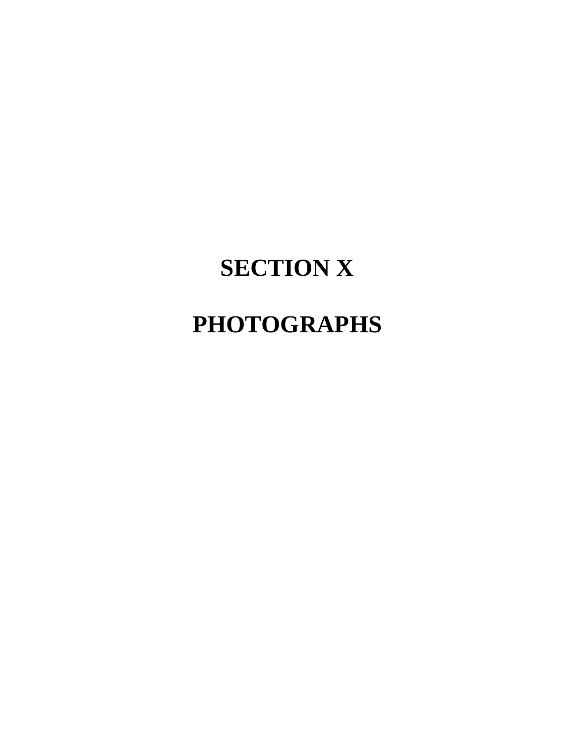# SECTION X

# PHOTOGRAPHS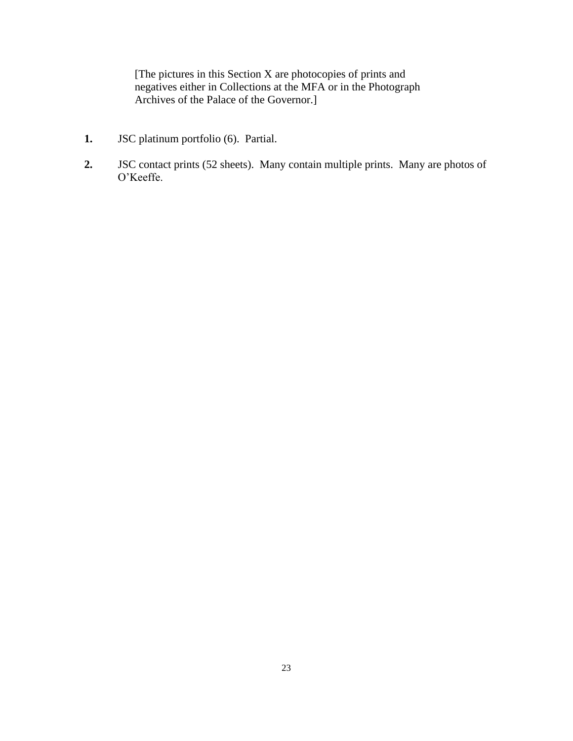[The pictures in this Section X are photocopies of prints and negatives either in Collections at the MFA or in the Photograph Archives of the Palace of the Governor.]

**1.** JSC platinum portfolio (6). Partial.

**2.** JSC contact prints (52 sheets). Many contain multiple prints. Many are photos of O'Keeffe.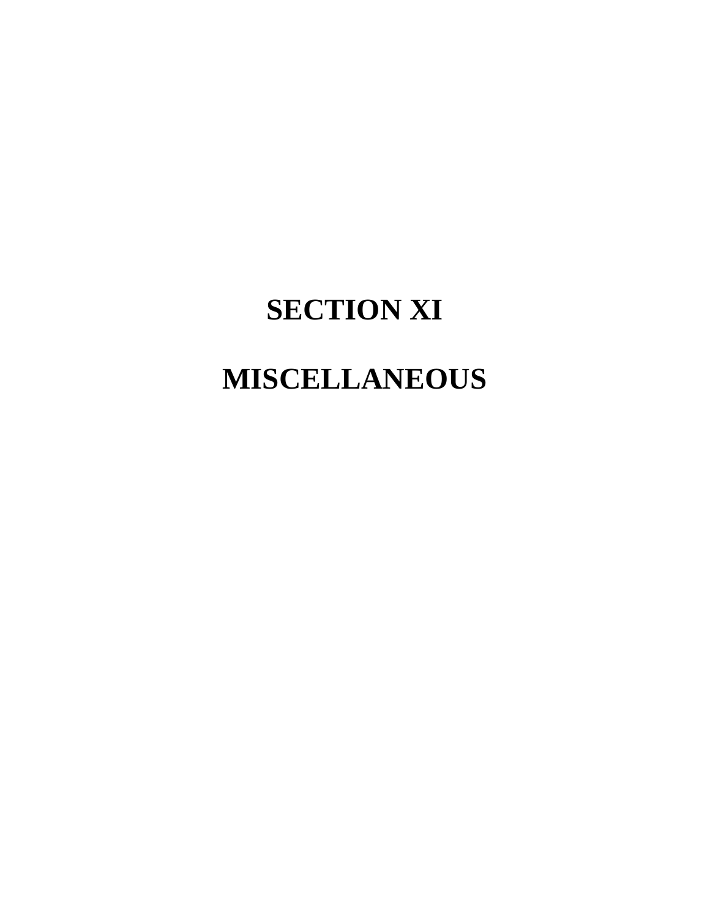# SECTION XI

# MISCELLANEOUS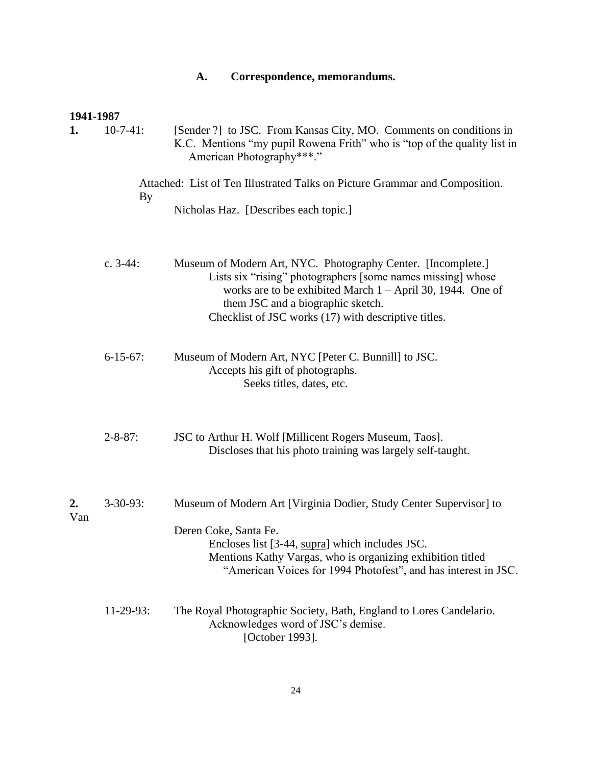### A. Correspondence, memorandums.

**1941-1987**

**1.** 10-7-41: [Sender ?] to JSC. From Kansas City, MO. Comments on conditions in K.C. Mentions "my pupil Rowena Frith" who is "top of the quality list in American Photography***."

Attached: List of Ten Illustrated Talks on Picture Grammar and Composition. By Nicholas Haz. [Describes each topic.]

c. 3-44: Museum of Modern Art, NYC. Photography Center. [Incomplete.]
Lists six "rising" photographers [some names missing] whose works are to be exhibited March 1 – April 30, 1944. One of them JSC and a biographic sketch.
Checklist of JSC works (17) with descriptive titles.

6-15-67: Museum of Modern Art, NYC [Peter C. Bunnill] to JSC.
Accepts his gift of photographs.
Seeks titles, dates, etc.

2-8-87: JSC to Arthur H. Wolf [Millicent Rogers Museum, Taos].
Discloses that his photo training was largely self-taught.

**2.** 3-30-93: Museum of Modern Art [Virginia Dodier, Study Center Supervisor] to Van Deren Coke, Santa Fe.
Encloses list [3-44, <u>supra</u>] which includes JSC.
Mentions Kathy Vargas, who is organizing exhibition titled "American Voices for 1994 Photofest", and has interest in JSC.

11-29-93: The Royal Photographic Society, Bath, England to Lores Candelario.
Acknowledges word of JSC's demise.
[October 1993].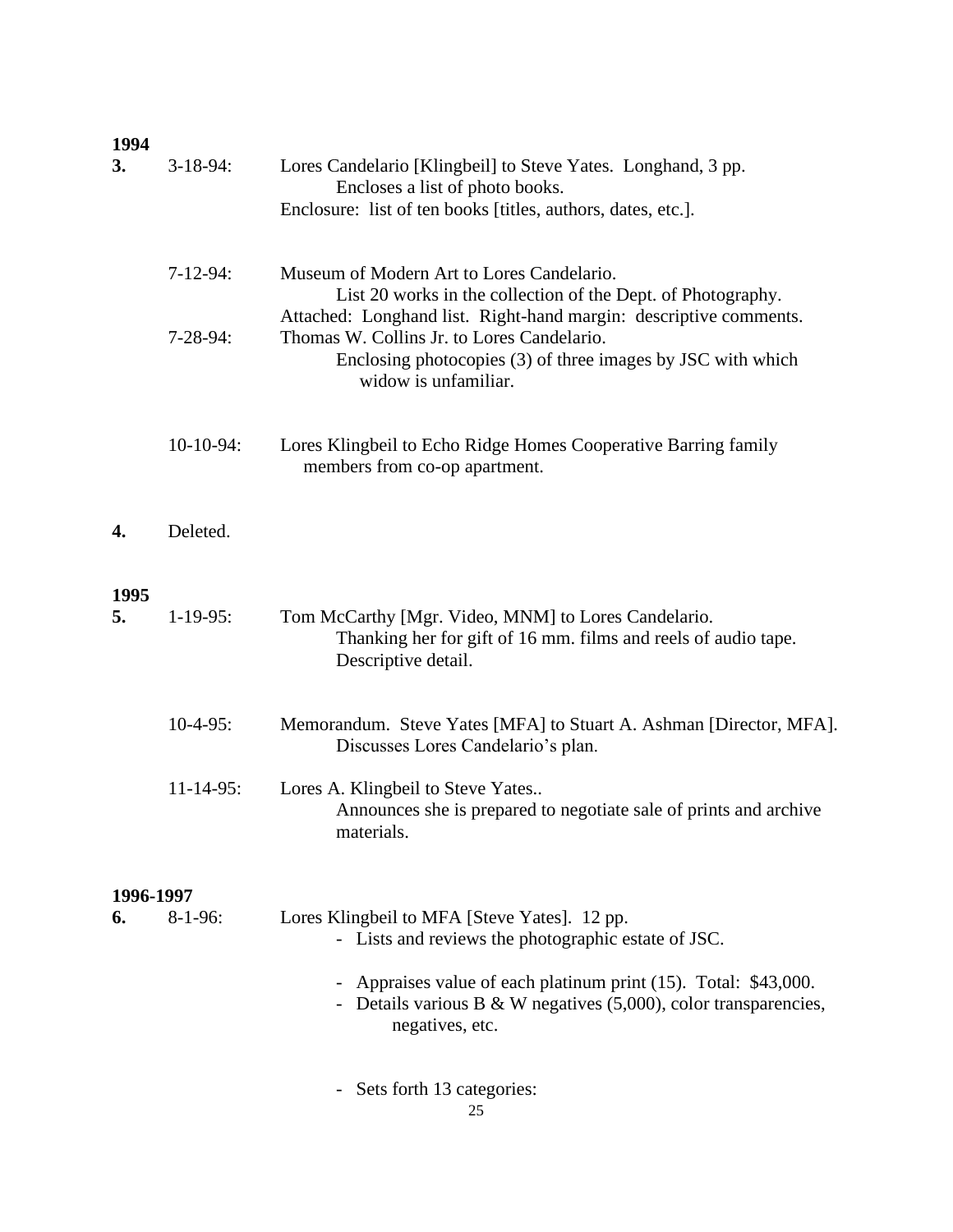**1994**

**3.** 3-18-94: Lores Candelario [Klingbeil] to Steve Yates. Longhand, 3 pp.
Encloses a list of photo books.
Enclosure: list of ten books [titles, authors, dates, etc.].

7-12-94: Museum of Modern Art to Lores Candelario.
List 20 works in the collection of the Dept. of Photography.
Attached: Longhand list. Right-hand margin: descriptive comments.

7-28-94: Thomas W. Collins Jr. to Lores Candelario.
Enclosing photocopies (3) of three images by JSC with which widow is unfamiliar.

10-10-94: Lores Klingbeil to Echo Ridge Homes Cooperative Barring family members from co-op apartment.

**4.** Deleted.

**1995**

**5.** 1-19-95: Tom McCarthy [Mgr. Video, MNM] to Lores Candelario.
Thanking her for gift of 16 mm. films and reels of audio tape.
Descriptive detail.

10-4-95: Memorandum. Steve Yates [MFA] to Stuart A. Ashman [Director, MFA].
Discusses Lores Candelario's plan.

11-14-95: Lores A. Klingbeil to Steve Yates..
Announces she is prepared to negotiate sale of prints and archive materials.

**1996-1997**

**6.** 8-1-96: Lores Klingbeil to MFA [Steve Yates]. 12 pp.

- Lists and reviews the photographic estate of JSC.
- Appraises value of each platinum print (15). Total: $43,000.
- Details various B & W negatives (5,000), color transparencies, negatives, etc.
- Sets forth 13 categories: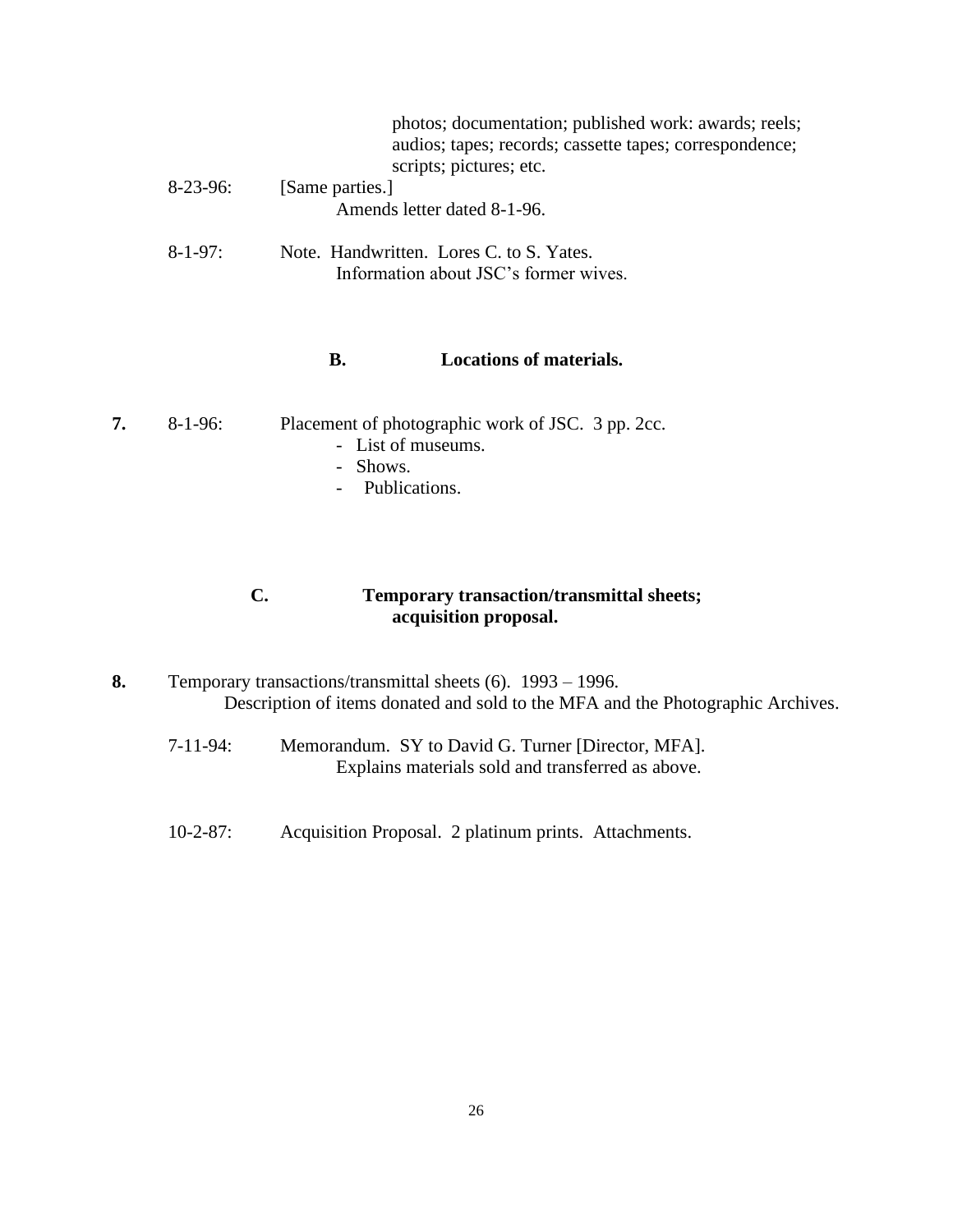photos; documentation; published work: awards; reels; audios; tapes; records; cassette tapes; correspondence; scripts; pictures; etc.

8-23-96: [Same parties.]
Amends letter dated 8-1-96.

8-1-97: Note. Handwritten. Lores C. to S. Yates.
Information about JSC's former wives.

### B. Locations of materials.

**7.** 8-1-96: Placement of photographic work of JSC. 3 pp. 2cc.
- List of museums.
- Shows.
- Publications.

### C. Temporary transaction/transmittal sheets; acquisition proposal.

**8.** Temporary transactions/transmittal sheets (6). 1993 – 1996.
Description of items donated and sold to the MFA and the Photographic Archives.

7-11-94: Memorandum. SY to David G. Turner [Director, MFA].
Explains materials sold and transferred as above.

10-2-87: Acquisition Proposal. 2 platinum prints. Attachments.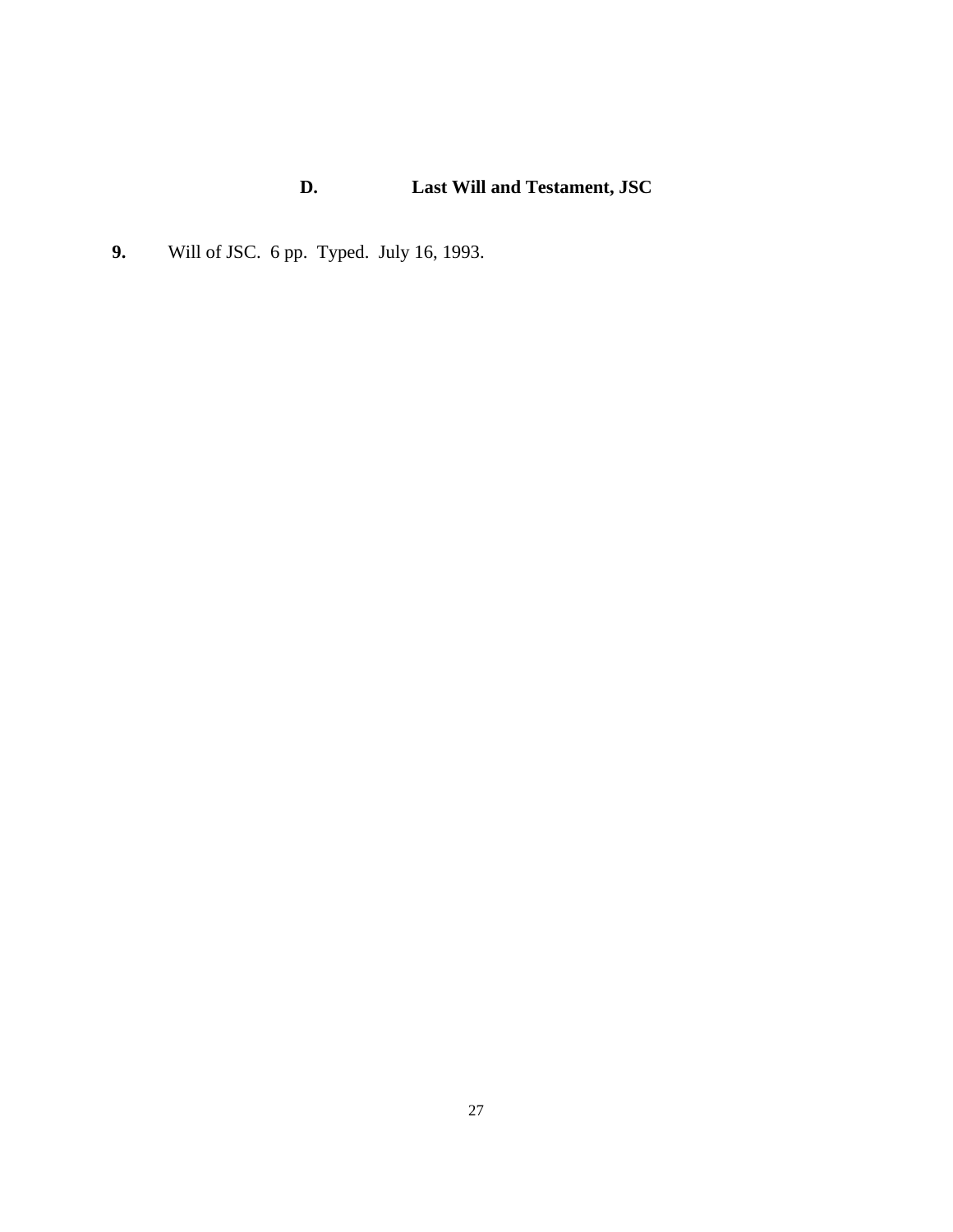### D. Last Will and Testament, JSC

**9.** Will of JSC. 6 pp. Typed. July 16, 1993.